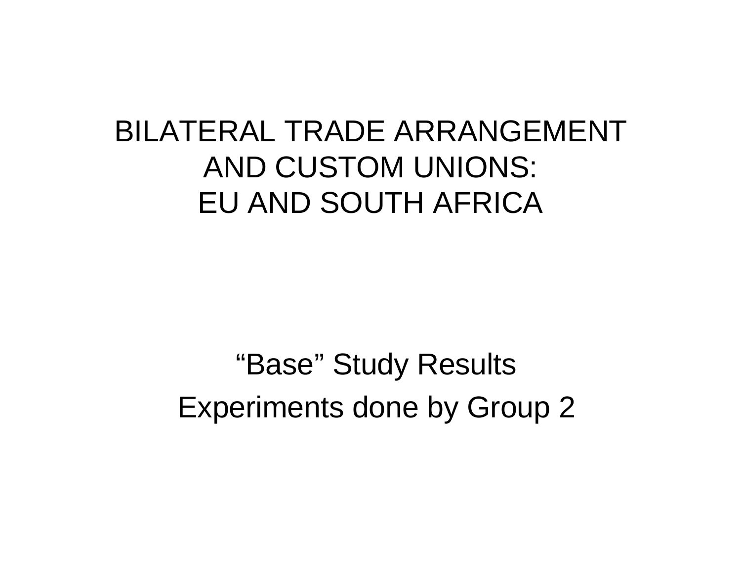# BILATERAL TRADE ARRANGEMENT AND CUSTOM UNIONS: EU AND SOUTH AFRICA

"Base" Study Results

Experiments done by Group 2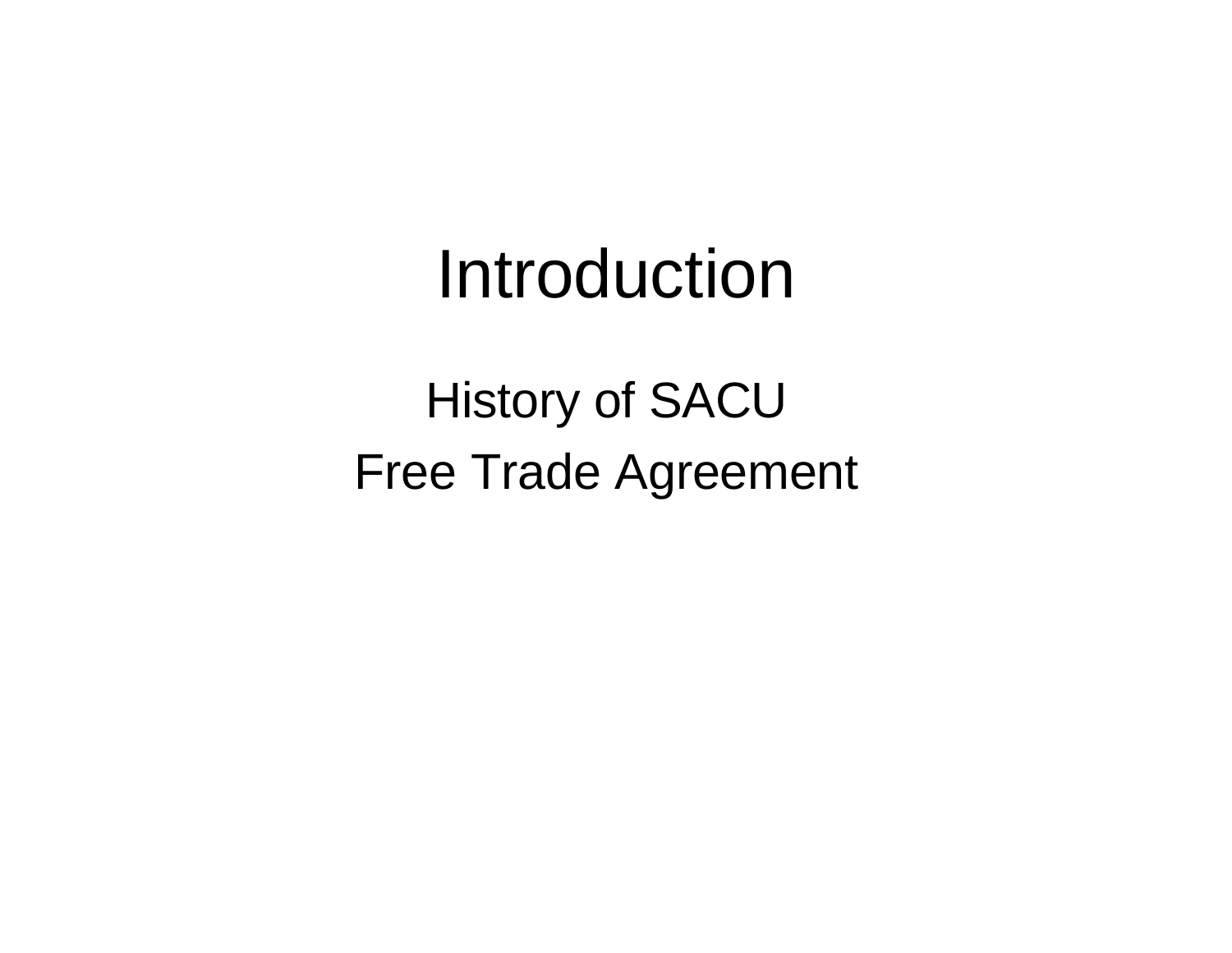# Introduction

History of SACU

Free Trade Agreement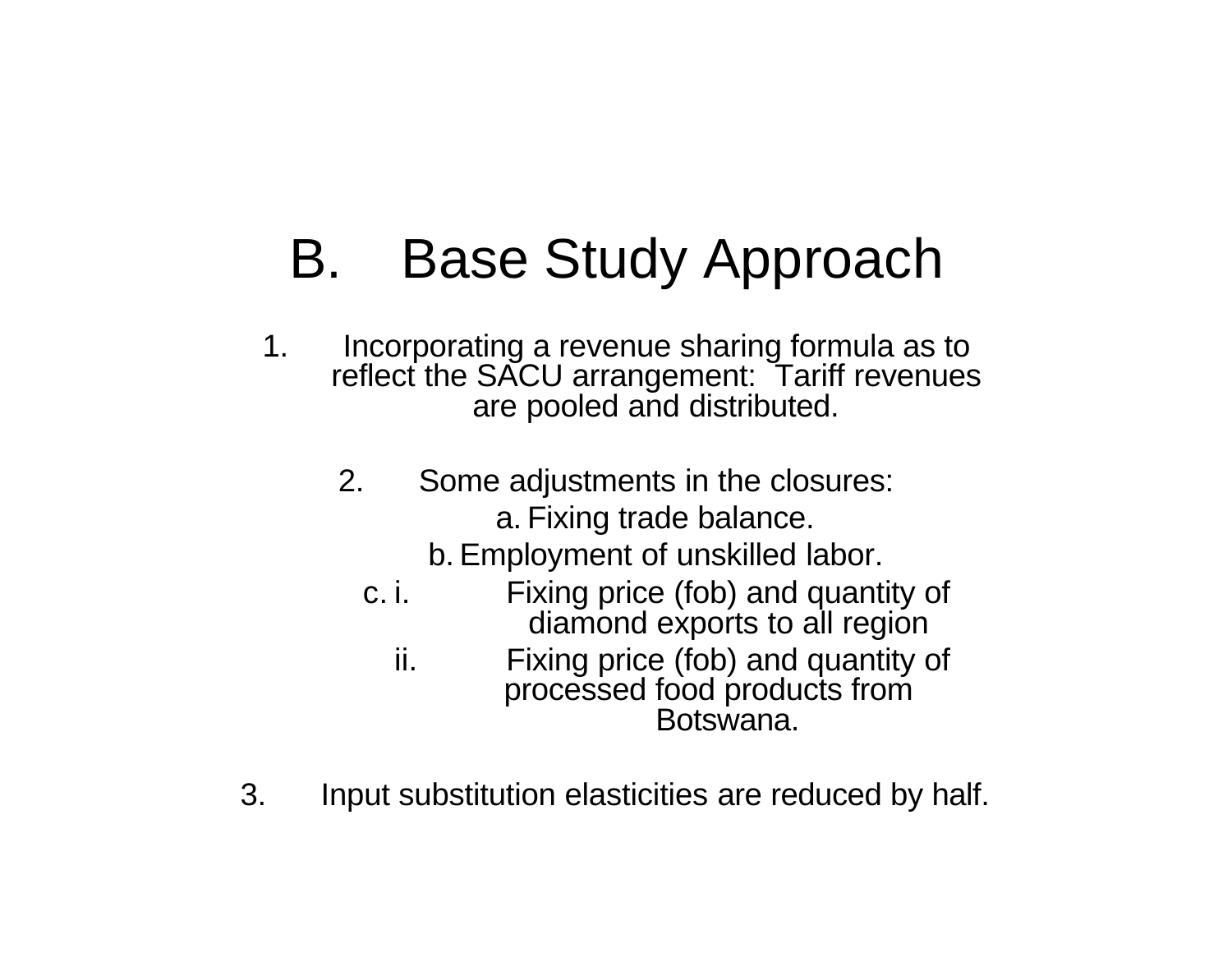# B. Base Study Approach

1. Incorporating a revenue sharing formula as to reflect the SACU arrangement: Tariff revenues are pooled and distributed.

2. Some adjustments in the closures:
   - a. Fixing trade balance.
   - b. Employment of unskilled labor.
   - c. i. Fixing price (fob) and quantity of diamond exports to all region
     - ii. Fixing price (fob) and quantity of processed food products from Botswana.

3. Input substitution elasticities are reduced by half.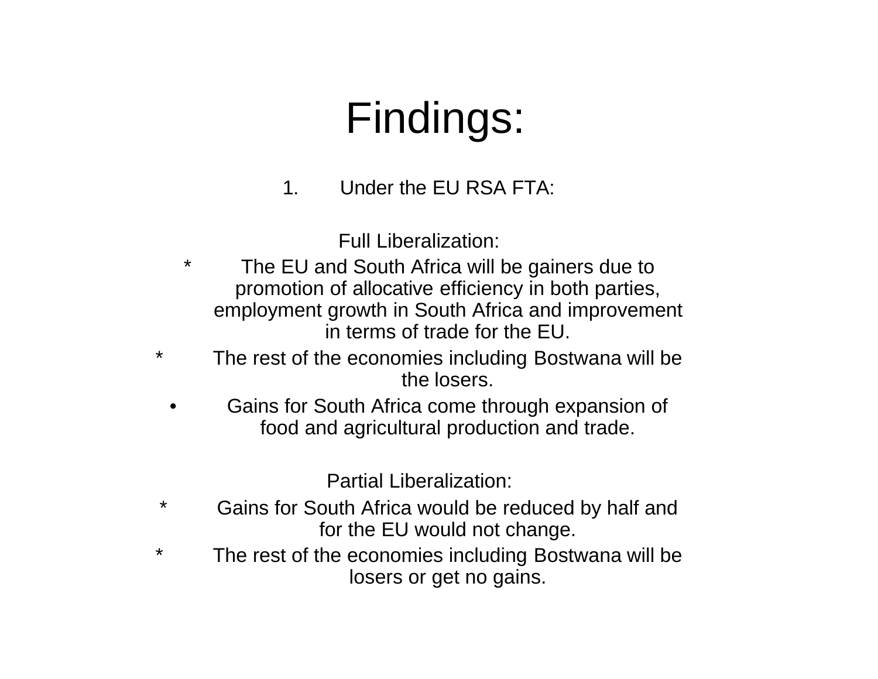# Findings:

1. Under the EU RSA FTA:

Full Liberalization:

* The EU and South Africa will be gainers due to promotion of allocative efficiency in both parties, employment growth in South Africa and improvement in terms of trade for the EU.
* The rest of the economies including Bostwana will be the losers.
- Gains for South Africa come through expansion of food and agricultural production and trade.

Partial Liberalization:

* Gains for South Africa would be reduced by half and for the EU would not change.
* The rest of the economies including Bostwana will be losers or get no gains.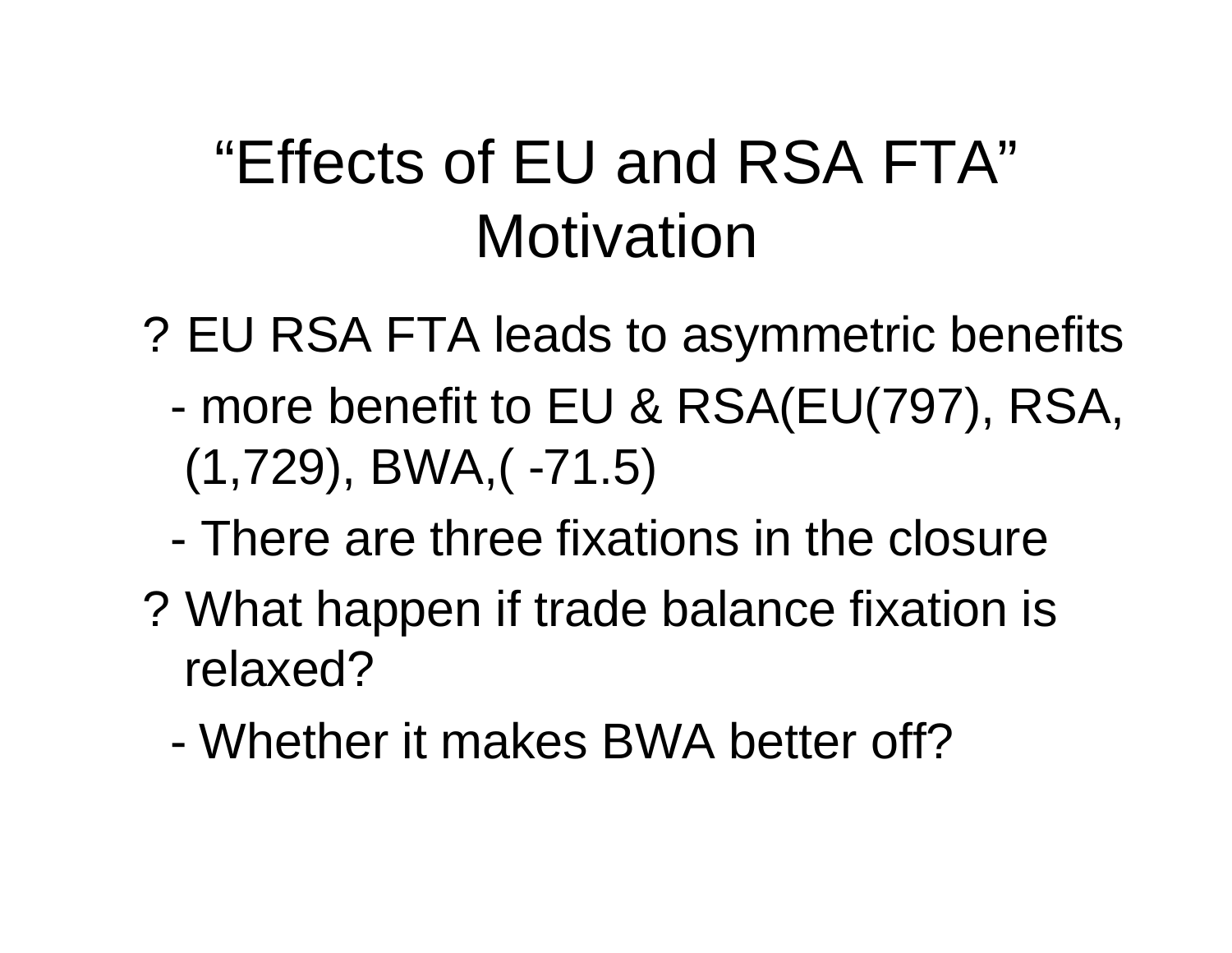# "Effects of EU and RSA FTA" Motivation

? EU RSA FTA leads to asymmetric benefits

- more benefit to EU & RSA(EU(797), RSA, (1,729), BWA,( -71.5)
- There are three fixations in the closure

? What happen if trade balance fixation is relaxed?

- Whether it makes BWA better off?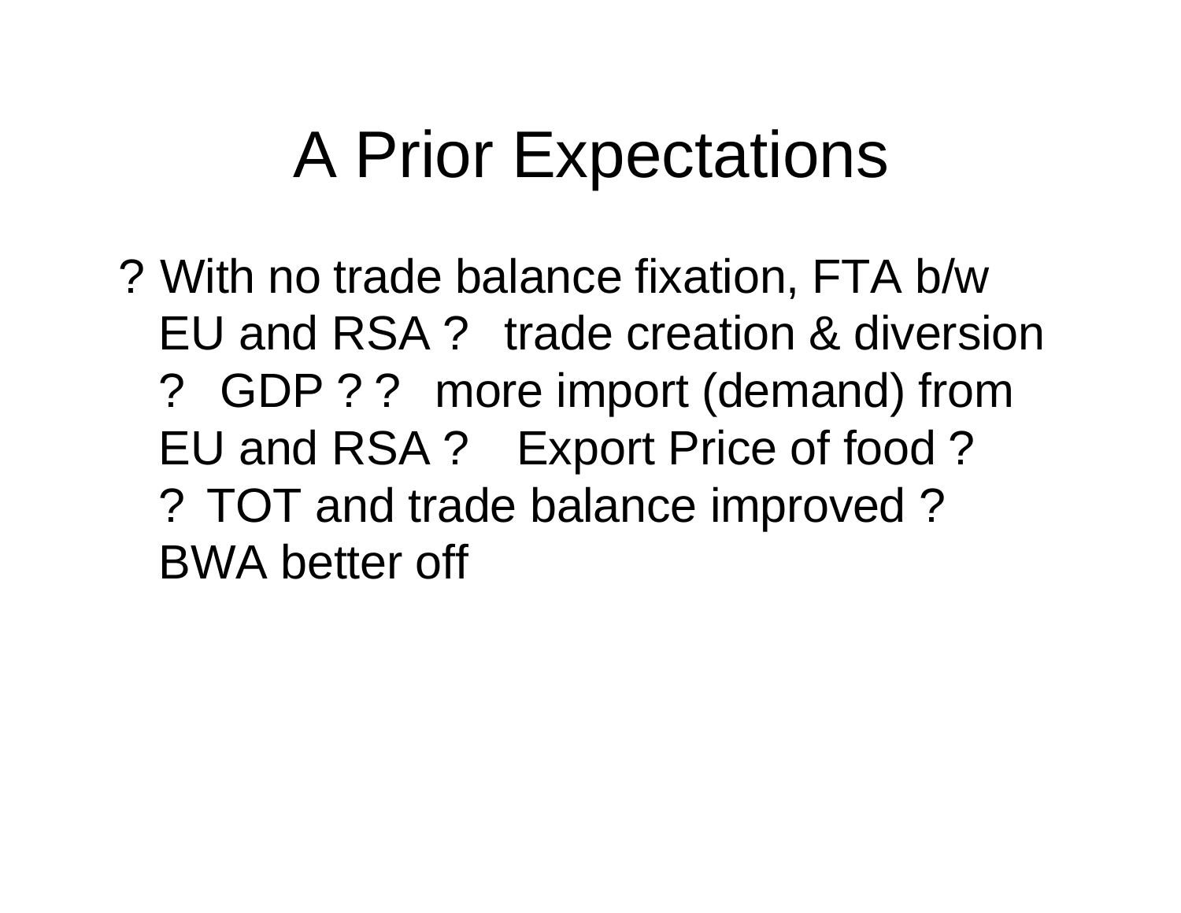# A Prior Expectations

? With no trade balance fixation, FTA b/w EU and RSA ? trade creation & diversion ? GDP ? ? more import (demand) from EU and RSA ? Export Price of food ? ? TOT and trade balance improved ? BWA better off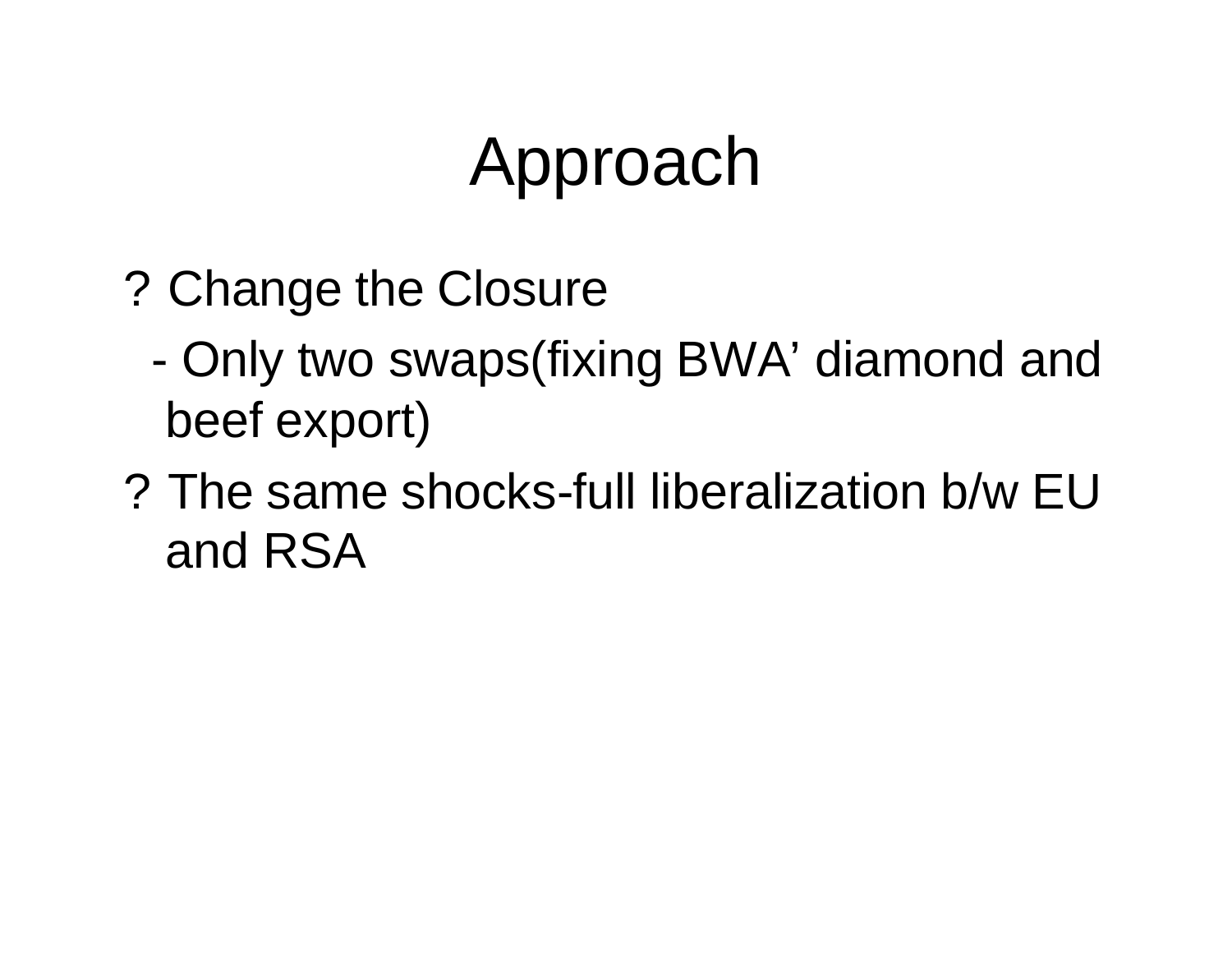# Approach

? Change the Closure

- Only two swaps(fixing BWA' diamond and beef export)

? The same shocks-full liberalization b/w EU and RSA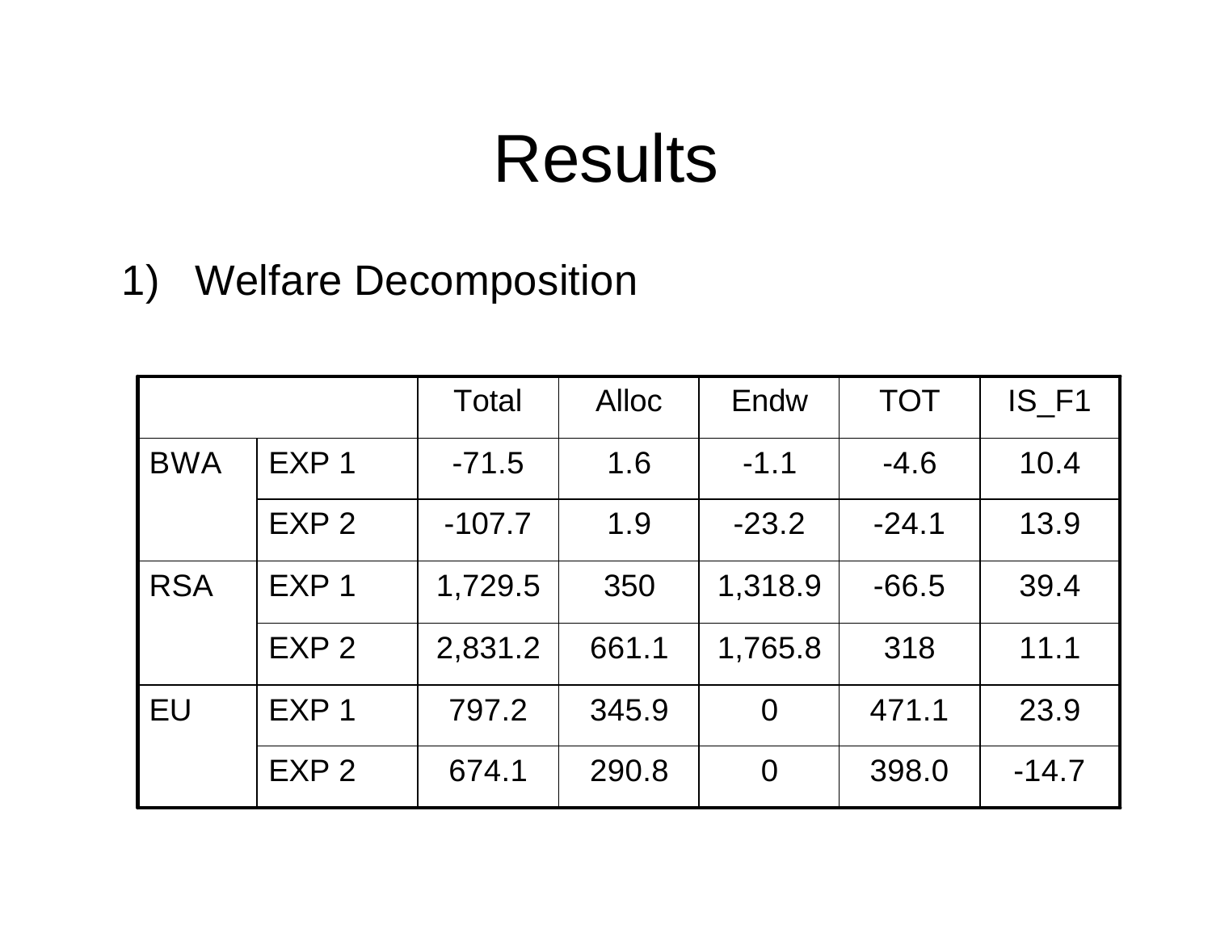# Results

1) Welfare Decomposition

| | | Total | Alloc | Endw | TOT | IS_F1 |
|---|---|---|---|---|---|---|
| BWA | EXP 1 | -71.5 | 1.6 | -1.1 | -4.6 | 10.4 |
| | EXP 2 | -107.7 | 1.9 | -23.2 | -24.1 | 13.9 |
| RSA | EXP 1 | 1,729.5 | 350 | 1,318.9 | -66.5 | 39.4 |
| | EXP 2 | 2,831.2 | 661.1 | 1,765.8 | 318 | 11.1 |
| EU | EXP 1 | 797.2 | 345.9 | 0 | 471.1 | 23.9 |
| | EXP 2 | 674.1 | 290.8 | 0 | 398.0 | -14.7 |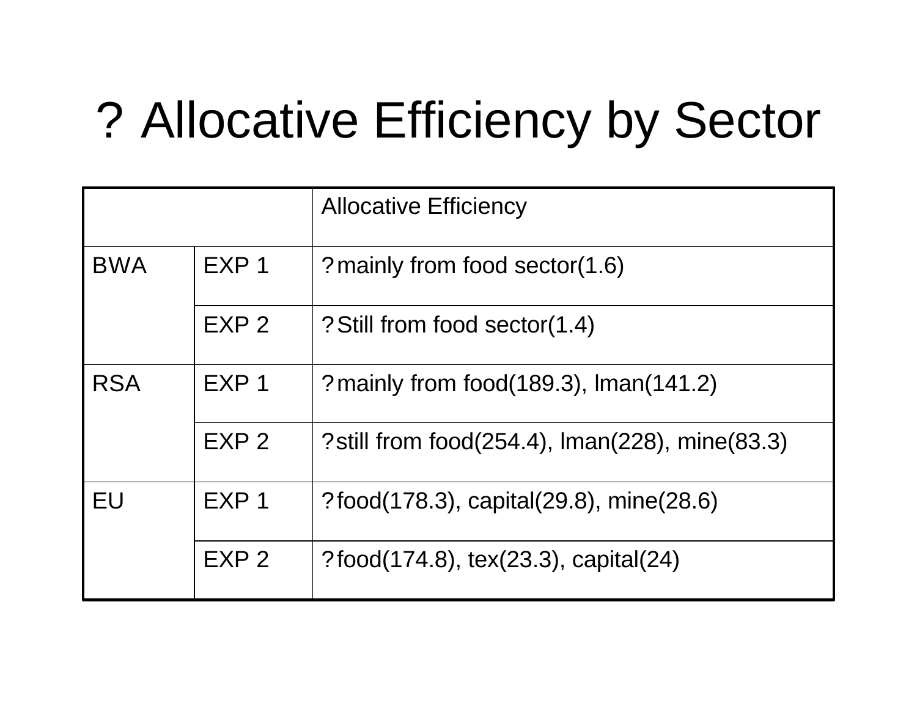# ? Allocative Efficiency by Sector

| | | Allocative Efficiency |
|---|---|---|
| BWA | EXP 1 | ? mainly from food sector(1.6) |
| | EXP 2 | ? Still from food sector(1.4) |
| RSA | EXP 1 | ? mainly from food(189.3), lman(141.2) |
| | EXP 2 | ? still from food(254.4), lman(228), mine(83.3) |
| EU | EXP 1 | ? food(178.3), capital(29.8), mine(28.6) |
| | EXP 2 | ? food(174.8), tex(23.3), capital(24) |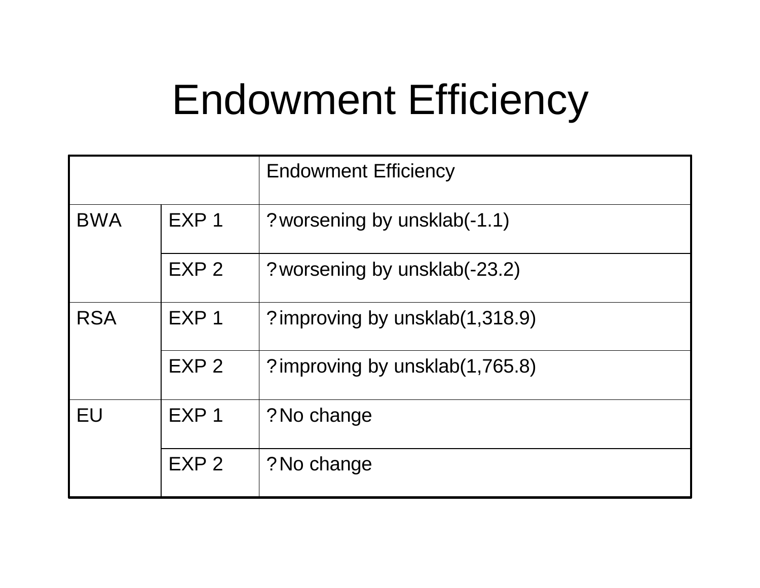# Endowment Efficiency

| | | Endowment Efficiency |
|---|---|---|
| BWA | EXP 1 | ? worsening by unsklab(-1.1) |
| | EXP 2 | ? worsening by unsklab(-23.2) |
| RSA | EXP 1 | ? improving by unsklab(1,318.9) |
| | EXP 2 | ? improving by unsklab(1,765.8) |
| EU | EXP 1 | ? No change |
| | EXP 2 | ? No change |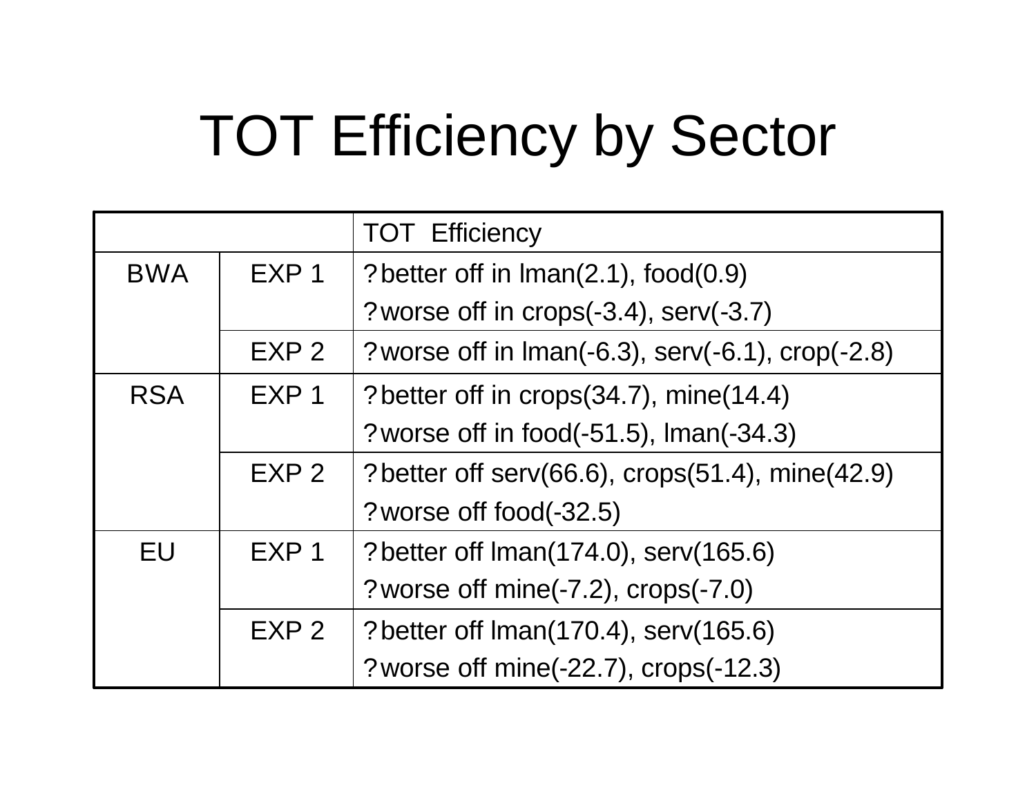# TOT Efficiency by Sector

| | | TOT Efficiency |
|---|---|---|
| BWA | EXP 1 | ? better off in lman(2.1), food(0.9)<br>? worse off in crops(-3.4), serv(-3.7) |
| | EXP 2 | ? worse off in lman(-6.3), serv(-6.1), crop(-2.8) |
| RSA | EXP 1 | ? better off in crops(34.7), mine(14.4)<br>? worse off in food(-51.5), lman(-34.3) |
| | EXP 2 | ? better off serv(66.6), crops(51.4), mine(42.9)<br>? worse off food(-32.5) |
| EU | EXP 1 | ? better off lman(174.0), serv(165.6)<br>? worse off mine(-7.2), crops(-7.0) |
| | EXP 2 | ? better off lman(170.4), serv(165.6)<br>? worse off mine(-22.7), crops(-12.3) |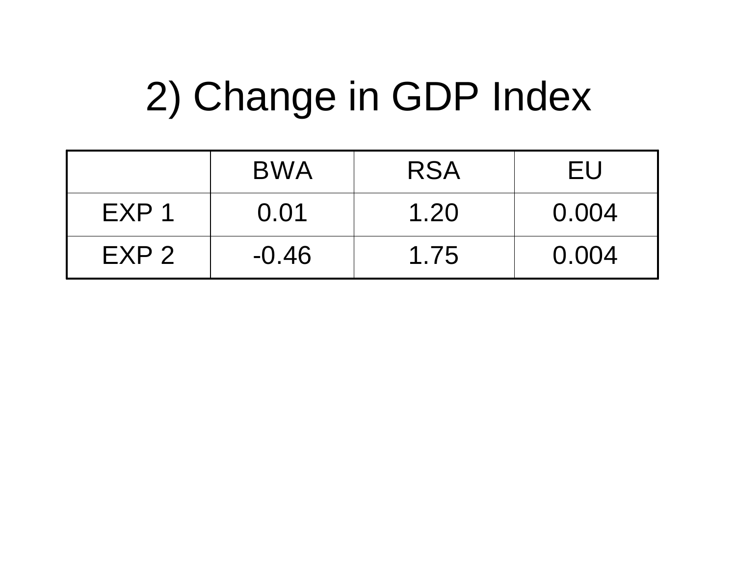# 2) Change in GDP Index

| | BWA | RSA | EU |
|---|---|---|---|
| EXP 1 | 0.01 | 1.20 | 0.004 |
| EXP 2 | -0.46 | 1.75 | 0.004 |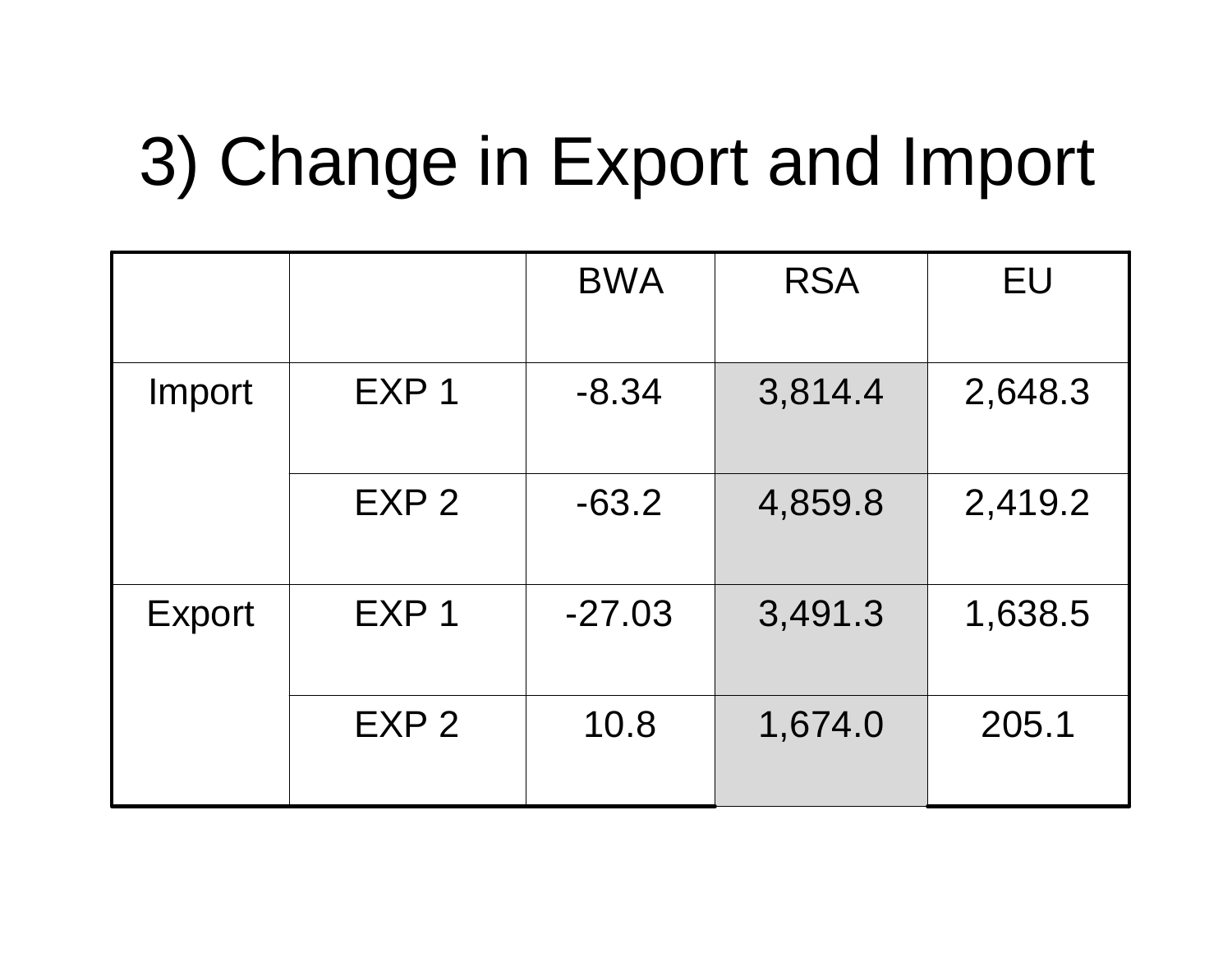# 3) Change in Export and Import

| | | BWA | RSA | EU |
|---|---|---|---|---|
| Import | EXP 1 | -8.34 | 3,814.4 | 2,648.3 |
| | EXP 2 | -63.2 | 4,859.8 | 2,419.2 |
| Export | EXP 1 | -27.03 | 3,491.3 | 1,638.5 |
| | EXP 2 | 10.8 | 1,674.0 | 205.1 |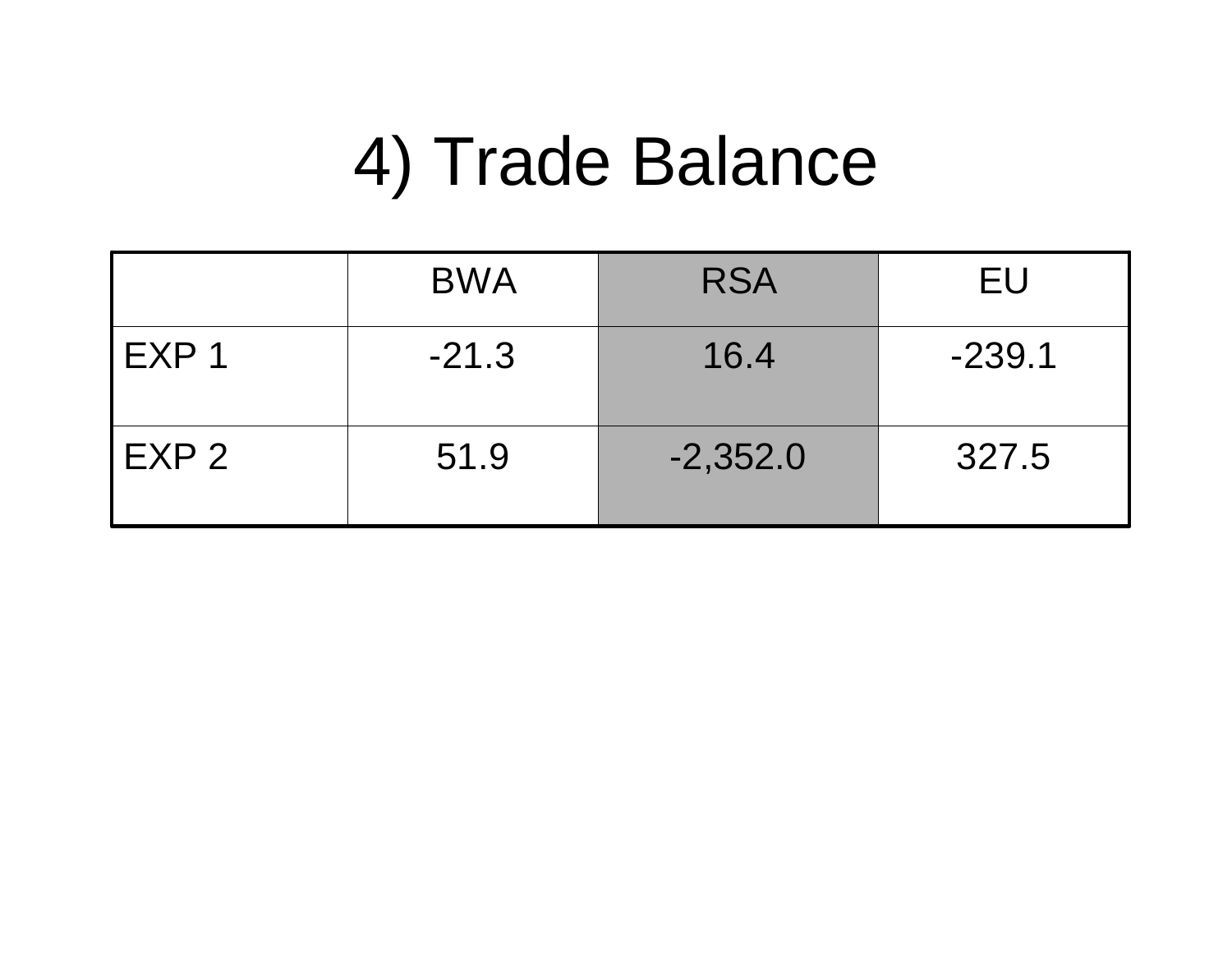# 4) Trade Balance

| | BWA | RSA | EU |
|---|---|---|---|
| EXP 1 | -21.3 | 16.4 | -239.1 |
| EXP 2 | 51.9 | -2,352.0 | 327.5 |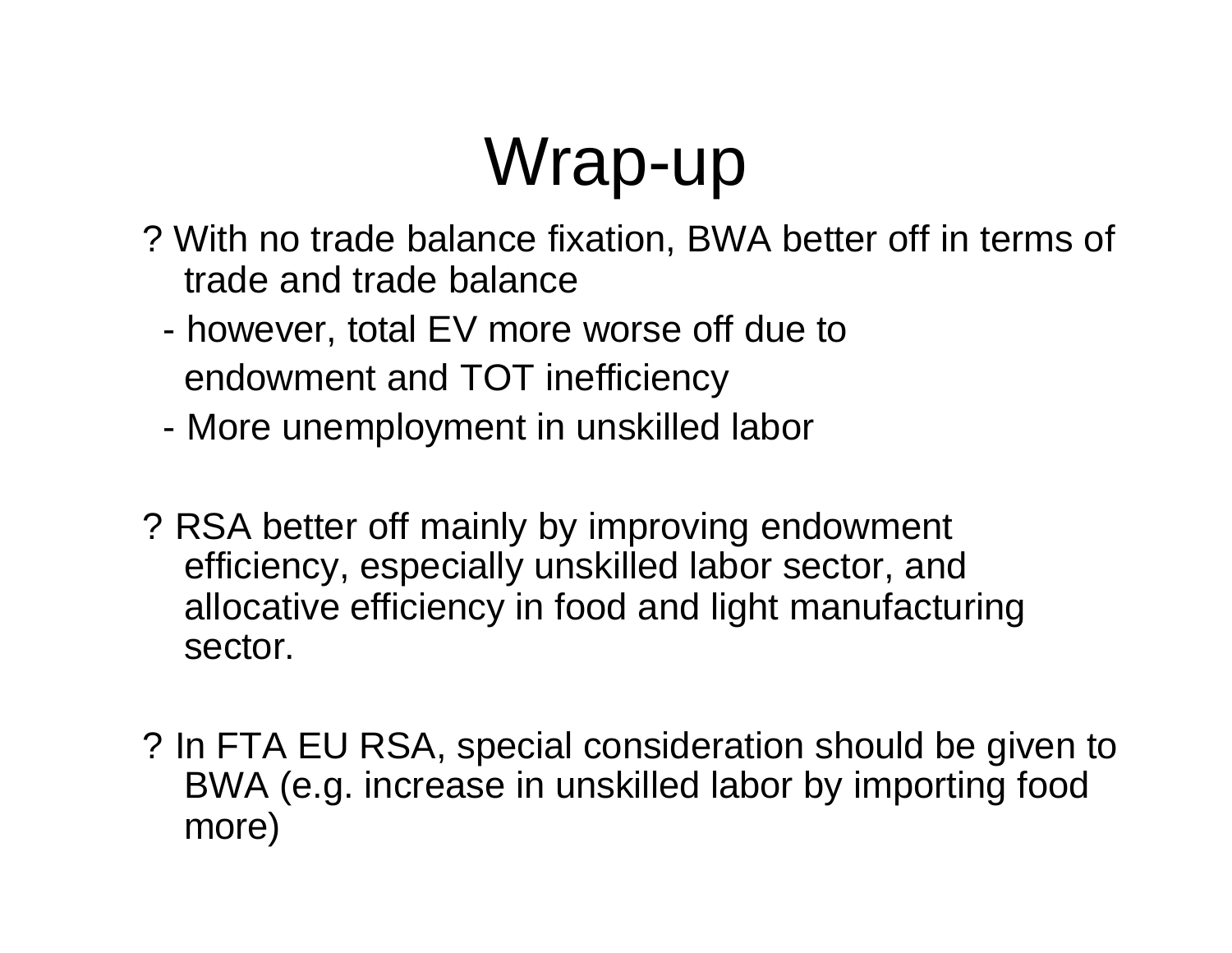# Wrap-up

? With no trade balance fixation, BWA better off in terms of trade and trade balance

- however, total EV more worse off due to endowment and TOT inefficiency
- More unemployment in unskilled labor

? RSA better off mainly by improving endowment efficiency, especially unskilled labor sector, and allocative efficiency in food and light manufacturing sector.

? In FTA EU RSA, special consideration should be given to BWA (e.g. increase in unskilled labor by importing food more)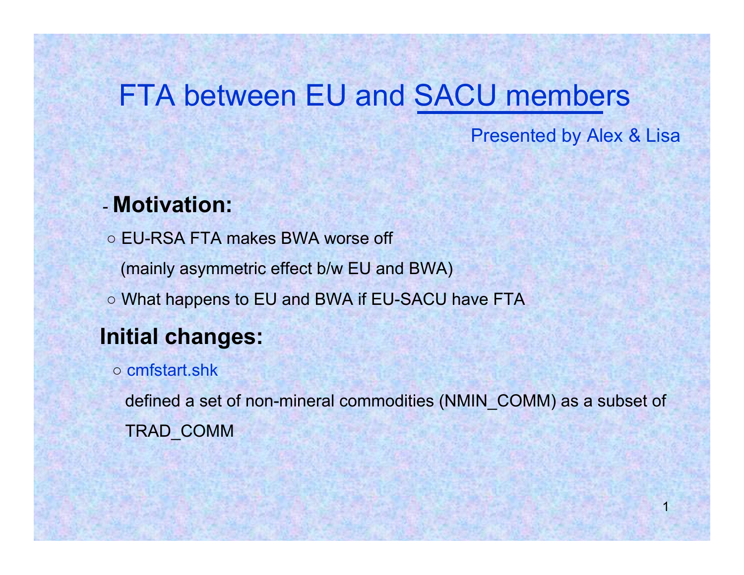# FTA between EU and SACU members

Presented by Alex & Lisa

- **Motivation:**
  - ○ EU-RSA FTA makes BWA worse off
    (mainly asymmetric effect b/w EU and BWA)
  - ○ What happens to EU and BWA if EU-SACU have FTA

**Initial changes:**

- ○ cmfstart.shk

  defined a set of non-mineral commodities (NMIN_COMM) as a subset of TRAD_COMM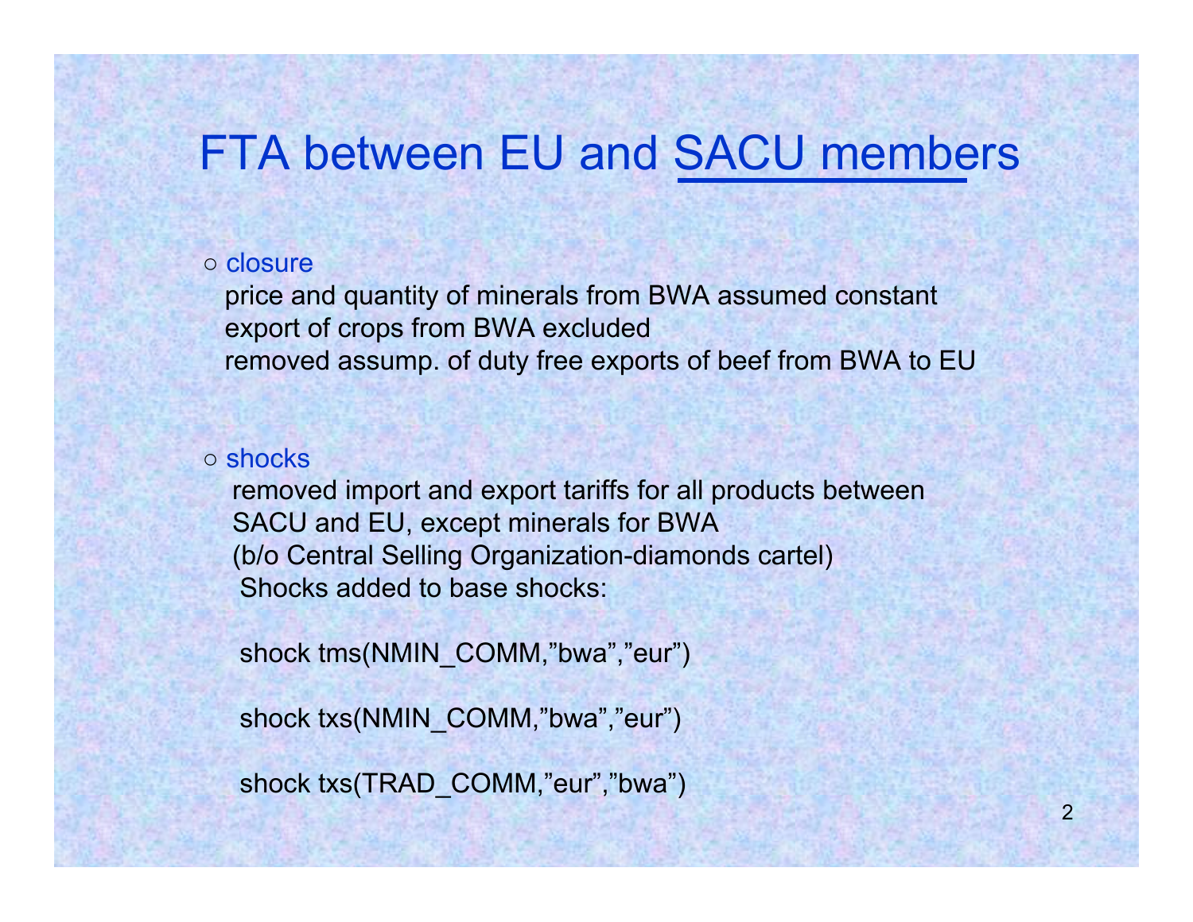# FTA between EU and SACU members

- closure

  price and quantity of minerals from BWA assumed constant
  export of crops from BWA excluded
  removed assump. of duty free exports of beef from BWA to EU

- shocks

  removed import and export tariffs for all products between SACU and EU, except minerals for BWA
  (b/o Central Selling Organization-diamonds cartel)
  Shocks added to base shocks:

```
shock tms(NMIN_COMM,"bwa","eur")

shock txs(NMIN_COMM,"bwa","eur")

shock txs(TRAD_COMM,"eur","bwa")
```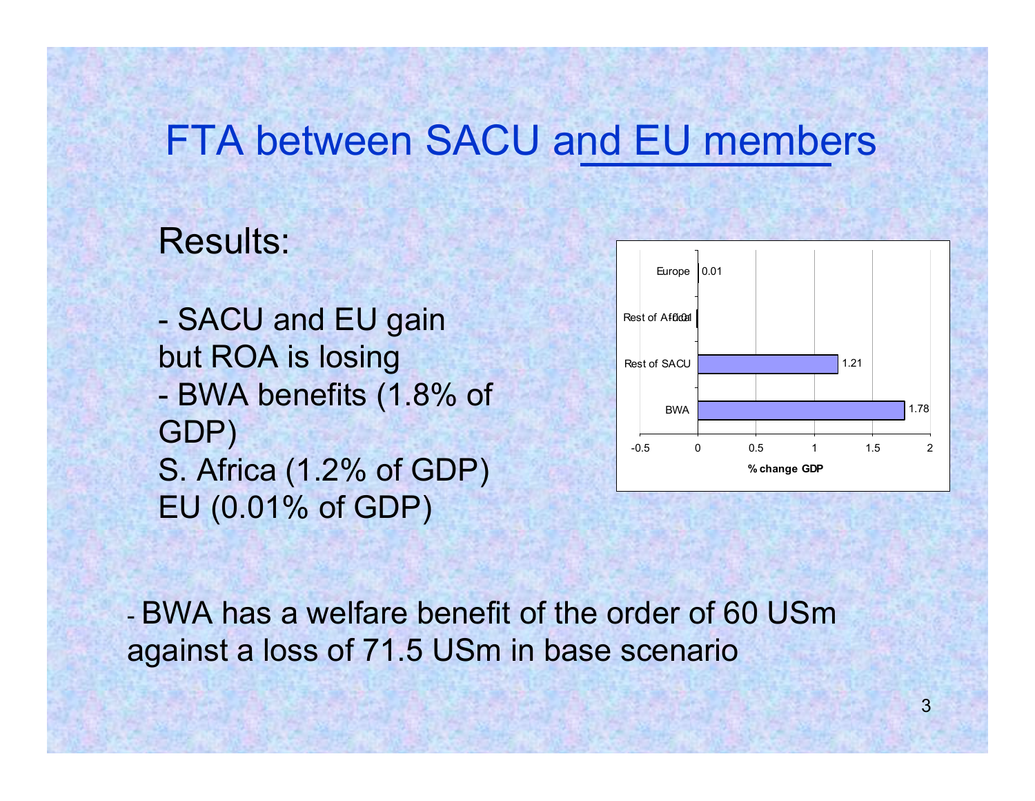# FTA between SACU and EU members

Results:

- SACU and EU gain but ROA is losing
- BWA benefits (1.8% of GDP)
S. Africa (1.2% of GDP)
EU (0.01% of GDP)

| Region | % change GDP |
|---|---|
| Europe | 0.01 |
| Rest of Africa | -0.01 |
| Rest of SACU | 1.21 |
| BWA | 1.78 |

- BWA has a welfare benefit of the order of 60 USm against a loss of 71.5 USm in base scenario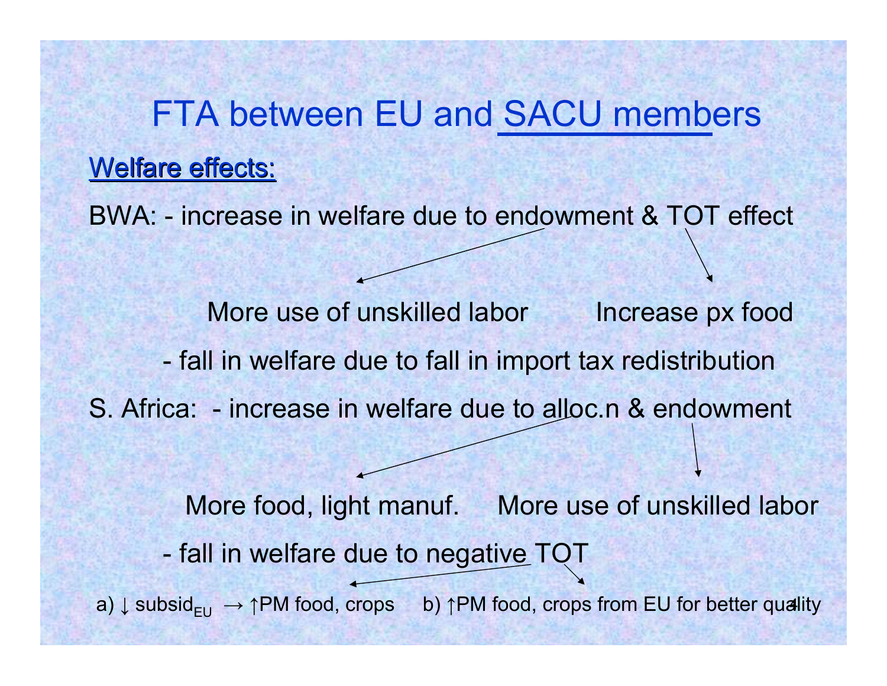# FTA between EU and SACU members

**Welfare effects:**

BWA: - increase in welfare due to endowment & TOT effect

- endowment → More use of unskilled labor
- TOT effect → Increase px food

- fall in welfare due to fall in import tax redistribution

S. Africa: - increase in welfare due to alloc.n & endowment

- alloc.n → More food, light manuf.
- endowment → More use of unskilled labor

- fall in welfare due to negative TOT

a) ↓ $subsid_{EU}$ → ↑PM food, crops

b) ↑PM food, crops from EU for better quality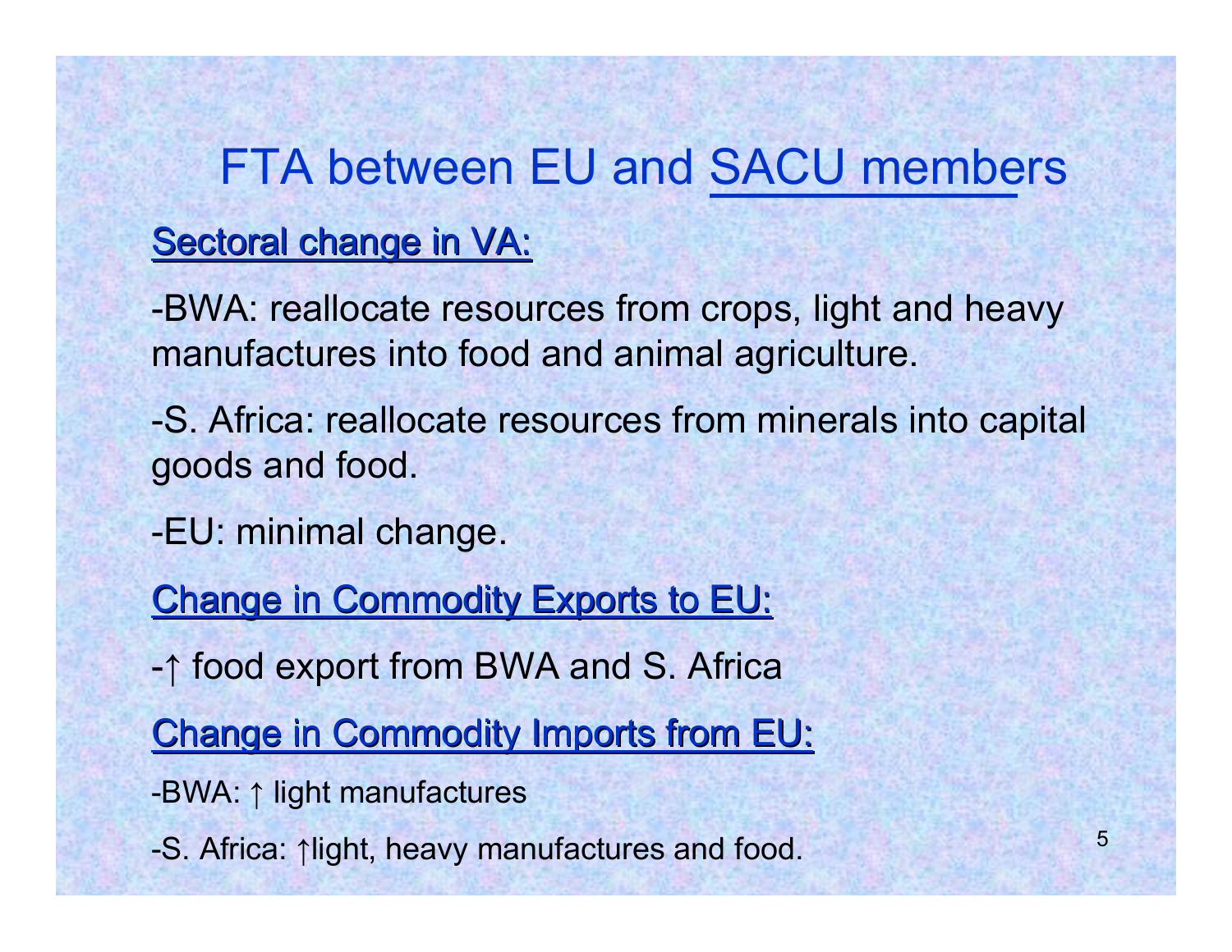# FTA between EU and SACU members

**Sectoral change in VA:**

-BWA: reallocate resources from crops, light and heavy manufactures into food and animal agriculture.

-S. Africa: reallocate resources from minerals into capital goods and food.

-EU: minimal change.

**Change in Commodity Exports to EU:**

-↑ food export from BWA and S. Africa

**Change in Commodity Imports from EU:**

-BWA: ↑ light manufactures

-S. Africa: ↑light, heavy manufactures and food.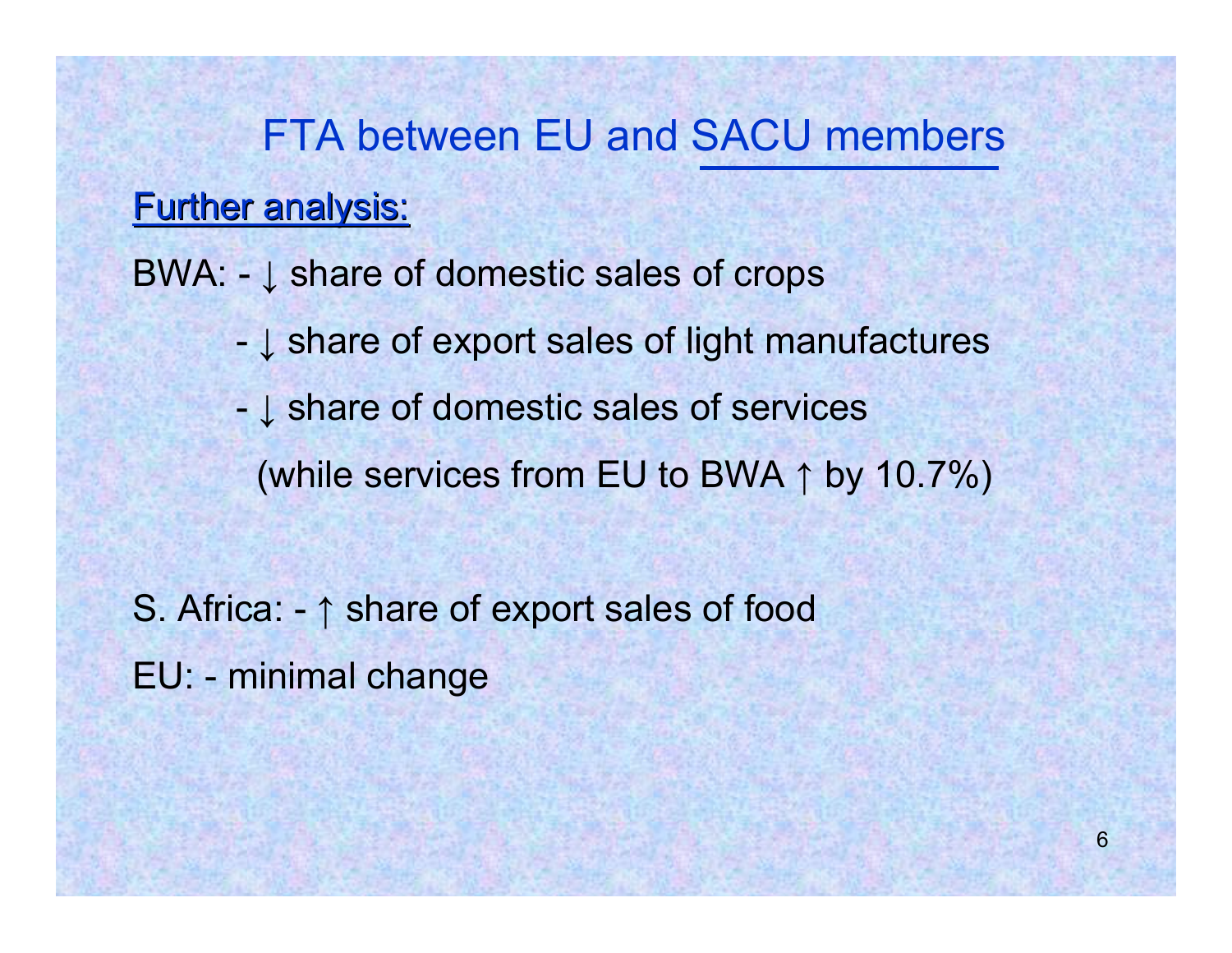# FTA between EU and SACU members

**Further analysis:**

BWA: - ↓ share of domestic sales of crops

- ↓ share of export sales of light manufactures
- ↓ share of domestic sales of services

  (while services from EU to BWA ↑ by 10.7%)

S. Africa: - ↑ share of export sales of food

EU: - minimal change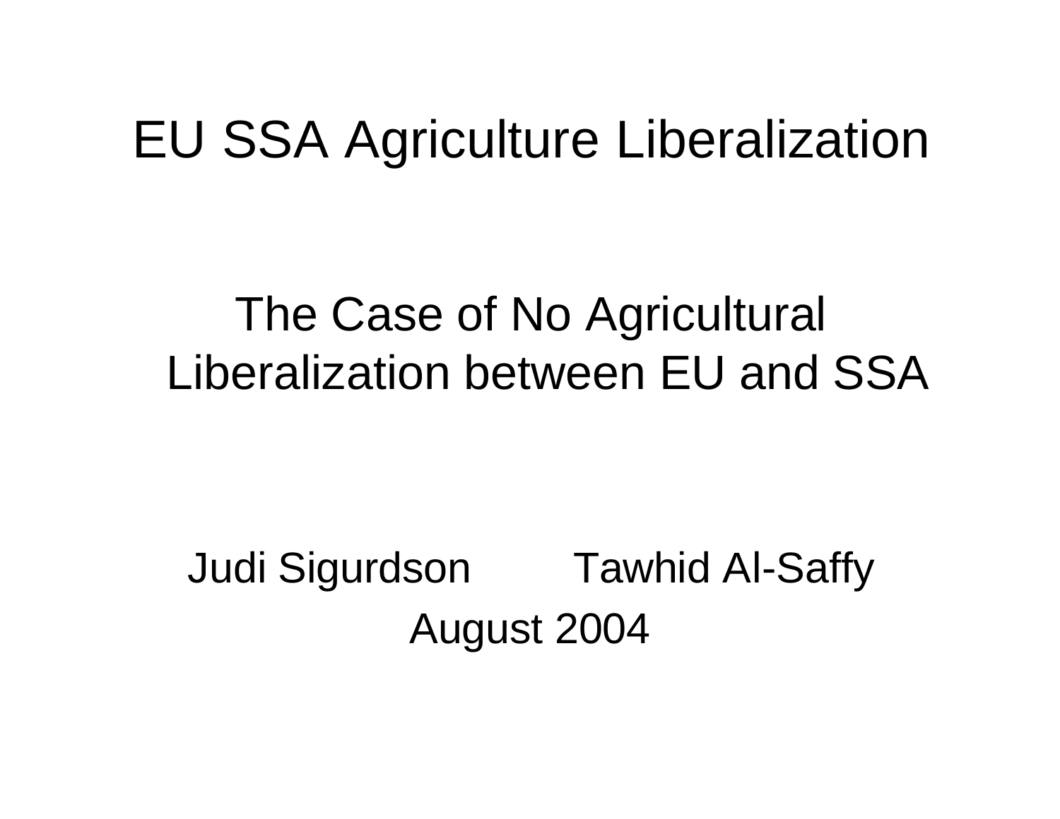# EU SSA Agriculture Liberalization

## The Case of No Agricultural Liberalization between EU and SSA

Judi Sigurdson Tawhid Al-Saffy

August 2004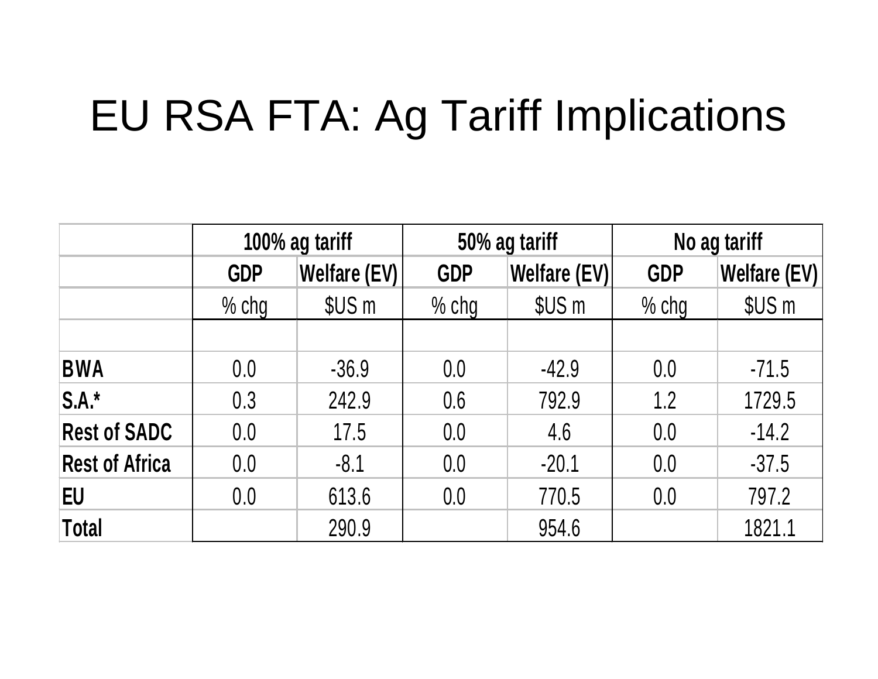# EU RSA FTA: Ag Tariff Implications

| | 100% ag tariff | | 50% ag tariff | | No ag tariff | |
|---|---|---|---|---|---|---|
| | GDP | Welfare (EV) | GDP | Welfare (EV) | GDP | Welfare (EV) |
| | % chg | $US m | % chg | $US m | % chg | $US m |
| | | | | | | |
| **BWA** | 0.0 | -36.9 | 0.0 | -42.9 | 0.0 | -71.5 |
| **S.A.*** | 0.3 | 242.9 | 0.6 | 792.9 | 1.2 | 1729.5 |
| **Rest of SADC** | 0.0 | 17.5 | 0.0 | 4.6 | 0.0 | -14.2 |
| **Rest of Africa** | 0.0 | -8.1 | 0.0 | -20.1 | 0.0 | -37.5 |
| **EU** | 0.0 | 613.6 | 0.0 | 770.5 | 0.0 | 797.2 |
| **Total** | | 290.9 | | 954.6 | | 1821.1 |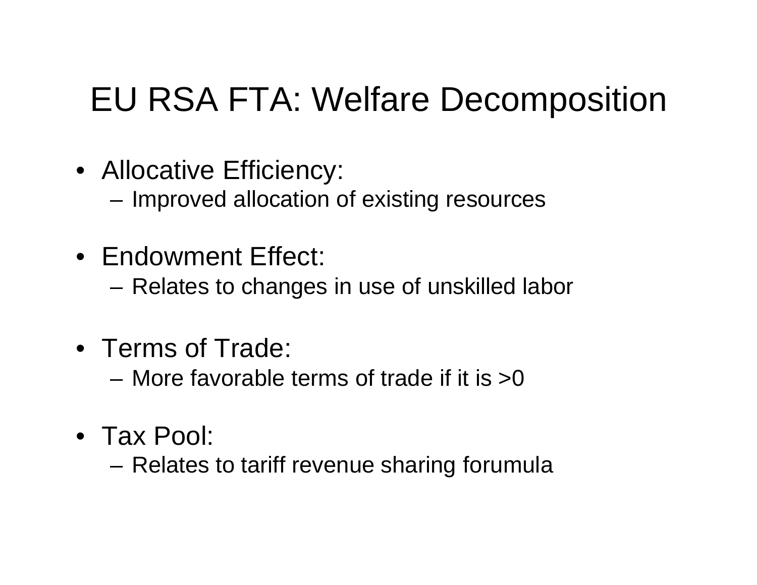# EU RSA FTA: Welfare Decomposition

- Allocative Efficiency:
  - Improved allocation of existing resources
- Endowment Effect:
  - Relates to changes in use of unskilled labor
- Terms of Trade:
  - More favorable terms of trade if it is >0
- Tax Pool:
  - Relates to tariff revenue sharing forumula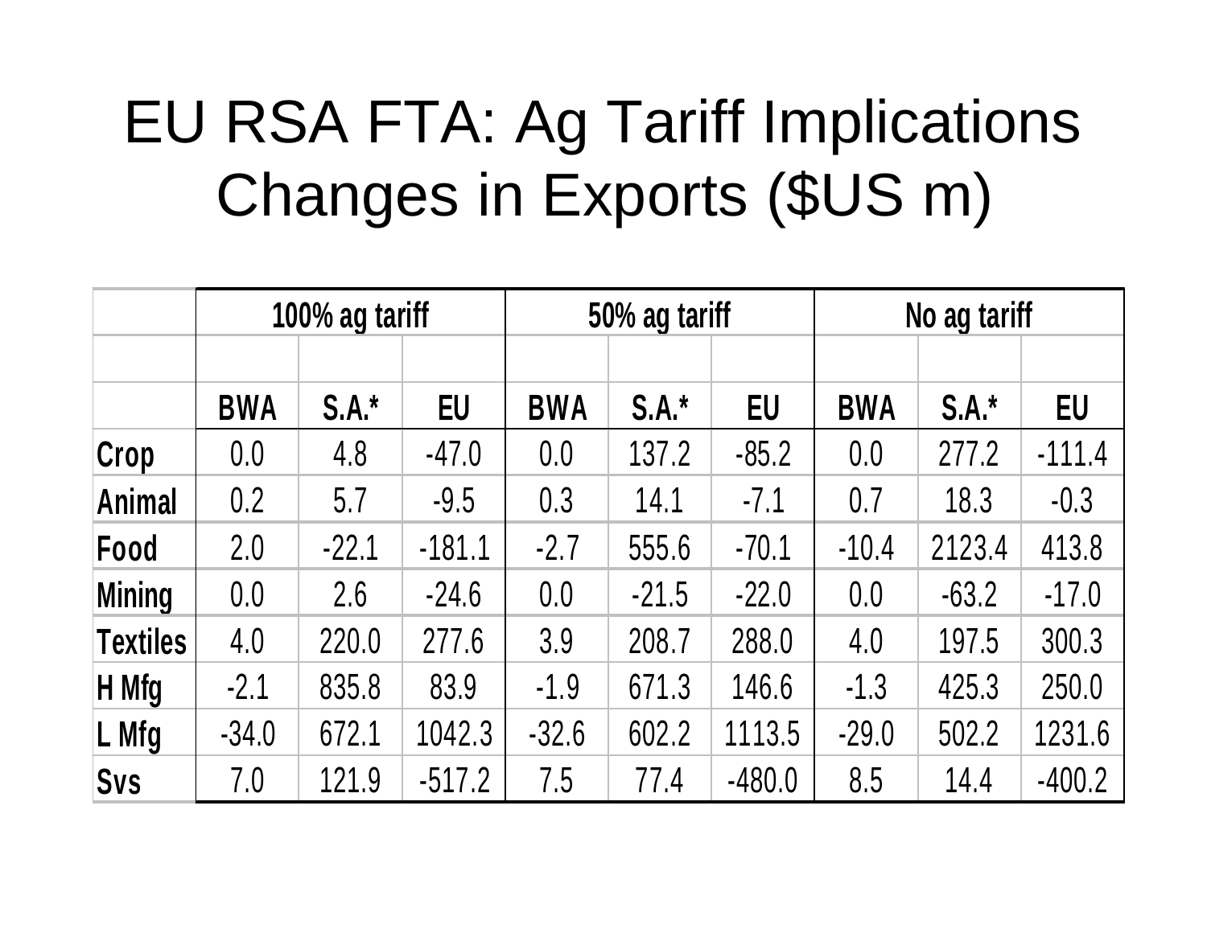# EU RSA FTA: Ag Tariff Implications Changes in Exports ($US m)

| | 100% ag tariff | | | 50% ag tariff | | | No ag tariff | | |
|---|---|---|---|---|---|---|---|---|---|
| | BWA | S.A.* | EU | BWA | S.A.* | EU | BWA | S.A.* | EU |
| **Crop** | 0.0 | 4.8 | -47.0 | 0.0 | 137.2 | -85.2 | 0.0 | 277.2 | -111.4 |
| **Animal** | 0.2 | 5.7 | -9.5 | 0.3 | 14.1 | -7.1 | 0.7 | 18.3 | -0.3 |
| **Food** | 2.0 | -22.1 | -181.1 | -2.7 | 555.6 | -70.1 | -10.4 | 2123.4 | 413.8 |
| **Mining** | 0.0 | 2.6 | -24.6 | 0.0 | -21.5 | -22.0 | 0.0 | -63.2 | -17.0 |
| **Textiles** | 4.0 | 220.0 | 277.6 | 3.9 | 208.7 | 288.0 | 4.0 | 197.5 | 300.3 |
| **H Mfg** | -2.1 | 835.8 | 83.9 | -1.9 | 671.3 | 146.6 | -1.3 | 425.3 | 250.0 |
| **L Mfg** | -34.0 | 672.1 | 1042.3 | -32.6 | 602.2 | 1113.5 | -29.0 | 502.2 | 1231.6 |
| **Svs** | 7.0 | 121.9 | -517.2 | 7.5 | 77.4 | -480.0 | 8.5 | 14.4 | -400.2 |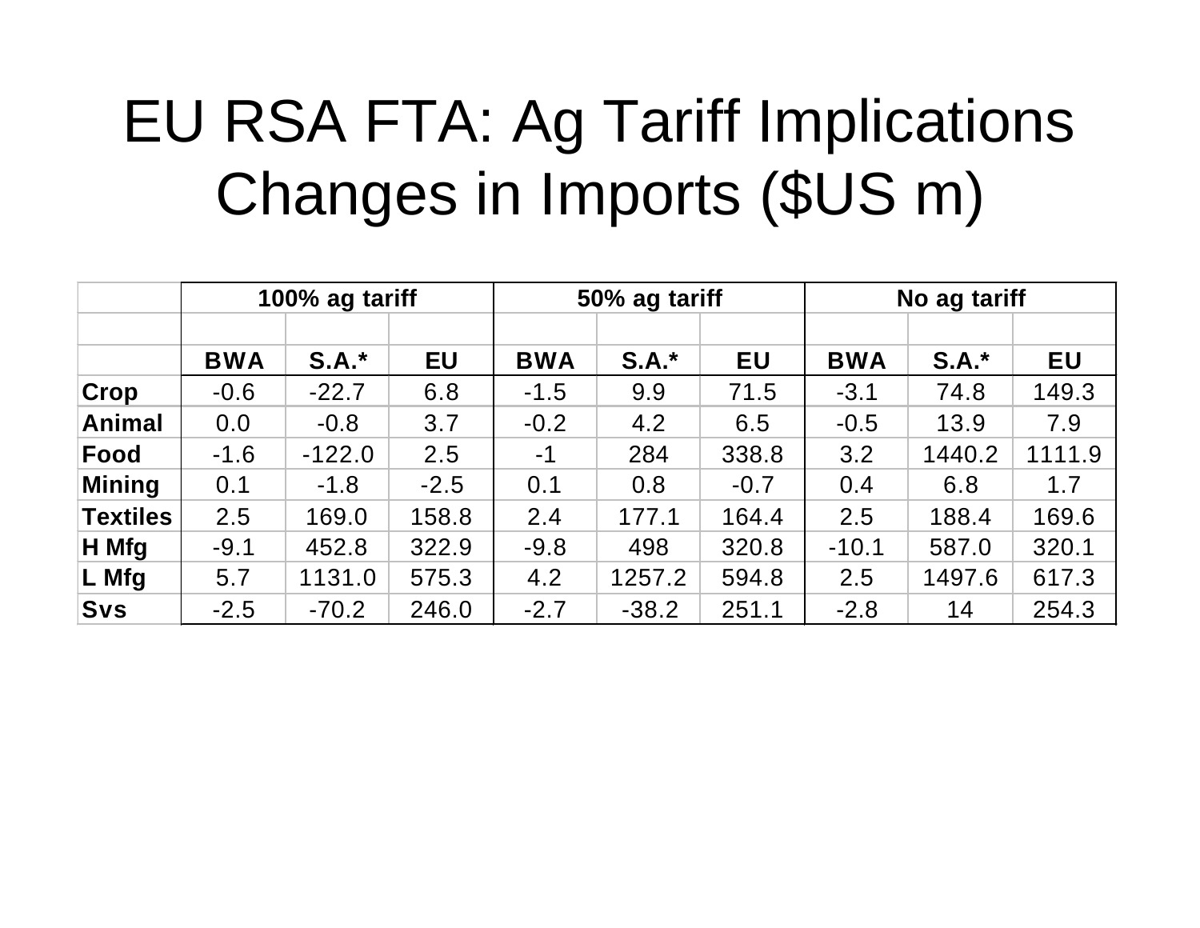# EU RSA FTA: Ag Tariff Implications Changes in Imports ($US m)

| | 100% ag tariff | | | 50% ag tariff | | | No ag tariff | | |
|---|---|---|---|---|---|---|---|---|---|
| | | | | | | | | | |
| | **BWA** | **S.A.*** | **EU** | **BWA** | **S.A.*** | **EU** | **BWA** | **S.A.*** | **EU** |
| **Crop** | -0.6 | -22.7 | 6.8 | -1.5 | 9.9 | 71.5 | -3.1 | 74.8 | 149.3 |
| **Animal** | 0.0 | -0.8 | 3.7 | -0.2 | 4.2 | 6.5 | -0.5 | 13.9 | 7.9 |
| **Food** | -1.6 | -122.0 | 2.5 | -1 | 284 | 338.8 | 3.2 | 1440.2 | 1111.9 |
| **Mining** | 0.1 | -1.8 | -2.5 | 0.1 | 0.8 | -0.7 | 0.4 | 6.8 | 1.7 |
| **Textiles** | 2.5 | 169.0 | 158.8 | 2.4 | 177.1 | 164.4 | 2.5 | 188.4 | 169.6 |
| **H Mfg** | -9.1 | 452.8 | 322.9 | -9.8 | 498 | 320.8 | -10.1 | 587.0 | 320.1 |
| **L Mfg** | 5.7 | 1131.0 | 575.3 | 4.2 | 1257.2 | 594.8 | 2.5 | 1497.6 | 617.3 |
| **Svs** | -2.5 | -70.2 | 246.0 | -2.7 | -38.2 | 251.1 | -2.8 | 14 | 254.3 |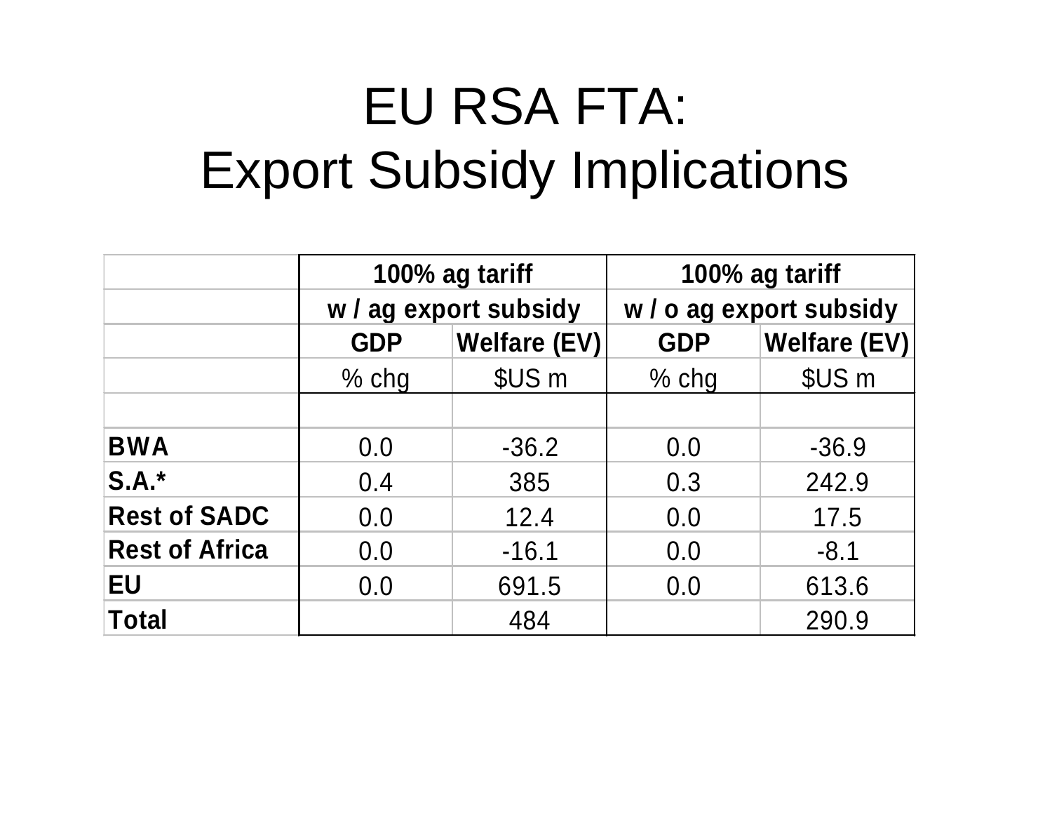# EU RSA FTA:
# Export Subsidy Implications

| | 100% ag tariff w / ag export subsidy | | 100% ag tariff w / o ag export subsidy | |
|---|---|---|---|---|
| | GDP | Welfare (EV) | GDP | Welfare (EV) |
| | % chg | $US m | % chg | $US m |
| | | | | |
| **BWA** | 0.0 | -36.2 | 0.0 | -36.9 |
| **S.A.*** | 0.4 | 385 | 0.3 | 242.9 |
| **Rest of SADC** | 0.0 | 12.4 | 0.0 | 17.5 |
| **Rest of Africa** | 0.0 | -16.1 | 0.0 | -8.1 |
| **EU** | 0.0 | 691.5 | 0.0 | 613.6 |
| **Total** | | 484 | | 290.9 |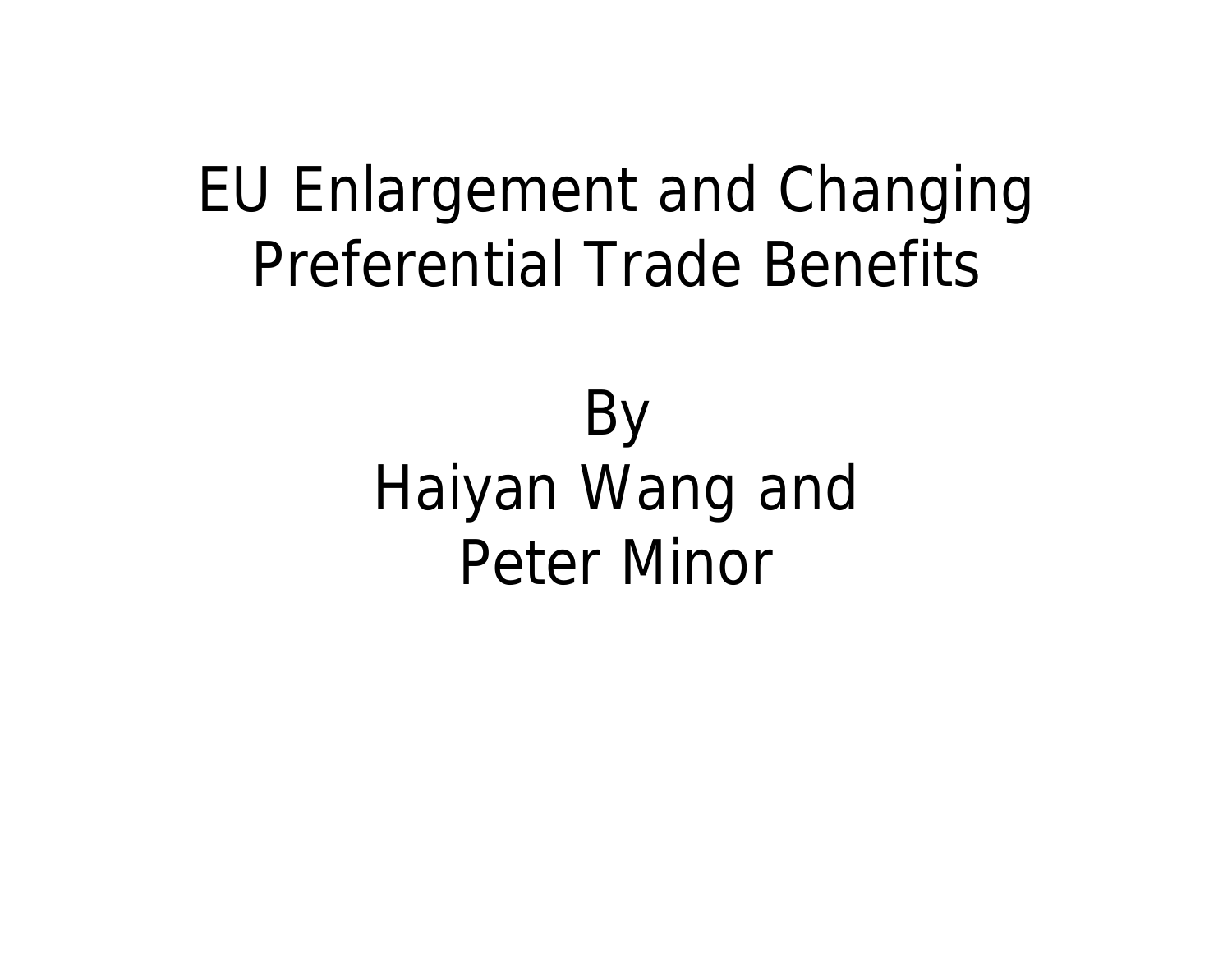# EU Enlargement and Changing Preferential Trade Benefits

By
Haiyan Wang and
Peter Minor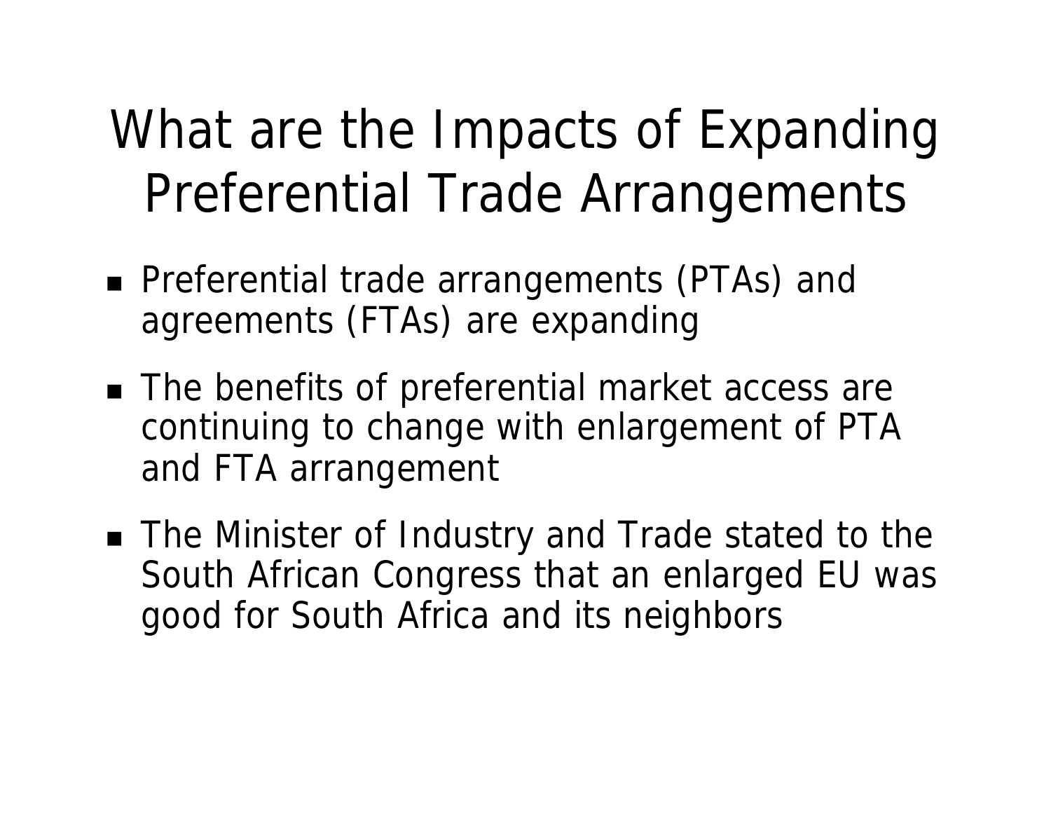# What are the Impacts of Expanding Preferential Trade Arrangements

- Preferential trade arrangements (PTAs) and agreements (FTAs) are expanding
- The benefits of preferential market access are continuing to change with enlargement of PTA and FTA arrangement
- The Minister of Industry and Trade stated to the South African Congress that an enlarged EU was good for South Africa and its neighbors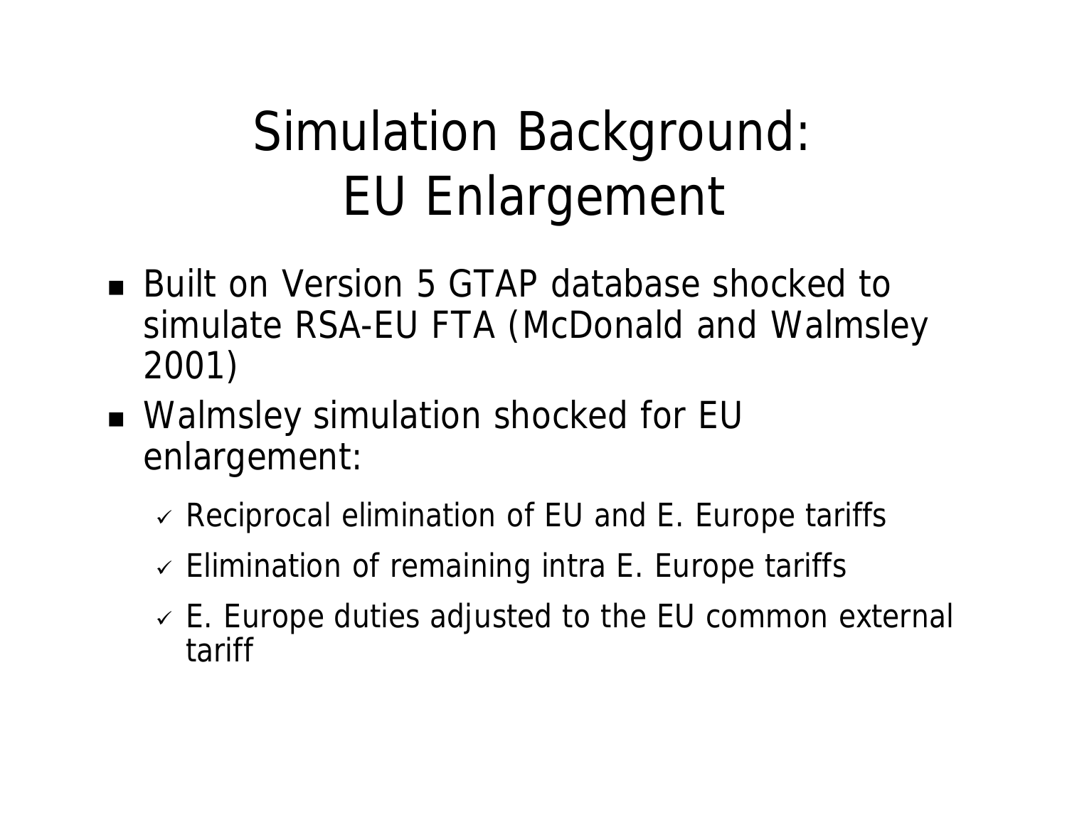# Simulation Background: EU Enlargement

- Built on Version 5 GTAP database shocked to simulate RSA-EU FTA (McDonald and Walmsley 2001)
- Walmsley simulation shocked for EU enlargement:
  - ✓ Reciprocal elimination of EU and E. Europe tariffs
  - ✓ Elimination of remaining intra E. Europe tariffs
  - ✓ E. Europe duties adjusted to the EU common external tariff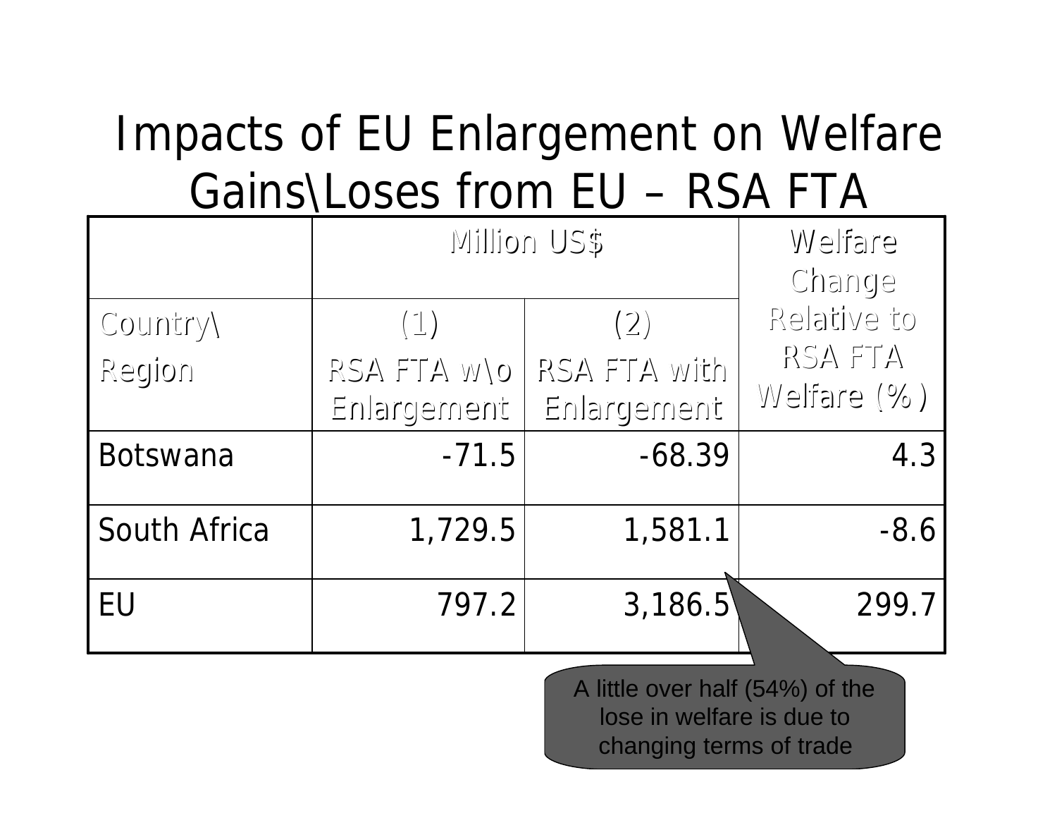# Impacts of EU Enlargement on Welfare Gains\Loses from EU – RSA FTA

| | Million US$ | | Welfare Change Relative to RSA FTA Welfare (%) |
|---|---|---|---|
| Country\ Region | (1) RSA FTA w\o Enlargement | (2) RSA FTA with Enlargement | |
| Botswana | -71.5 | -68.39 | 4.3 |
| South Africa | 1,729.5 | 1,581.1 | -8.6 |
| EU | 797.2 | 3,186.5 | 299.7 |

A little over half (54%) of the lose in welfare is due to changing terms of trade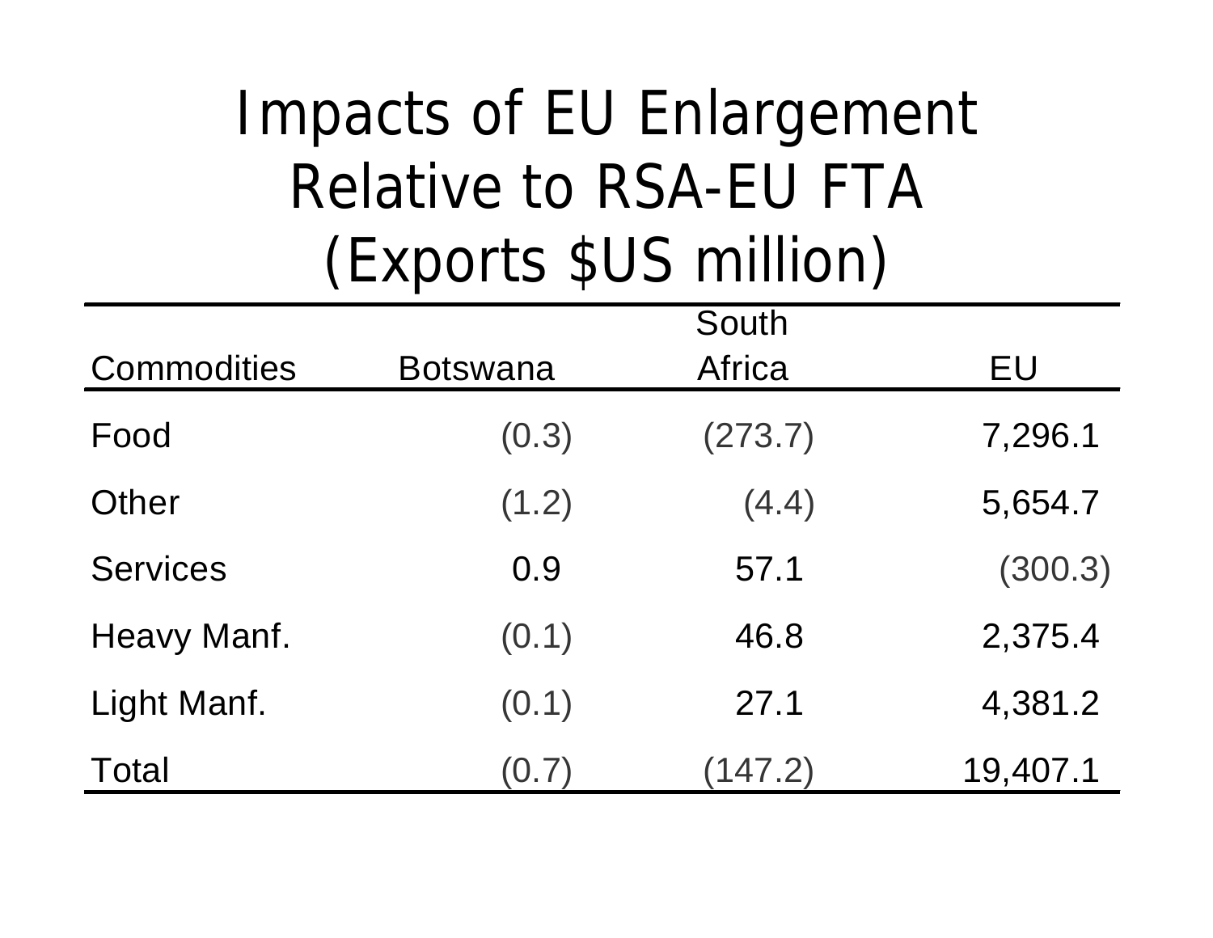# Impacts of EU Enlargement Relative to RSA-EU FTA (Exports $US million)

| Commodities | Botswana | South Africa | EU |
|---|---|---|---|
| Food | (0.3) | (273.7) | 7,296.1 |
| Other | (1.2) | (4.4) | 5,654.7 |
| Services | 0.9 | 57.1 | (300.3) |
| Heavy Manf. | (0.1) | 46.8 | 2,375.4 |
| Light Manf. | (0.1) | 27.1 | 4,381.2 |
| Total | (0.7) | (147.2) | 19,407.1 |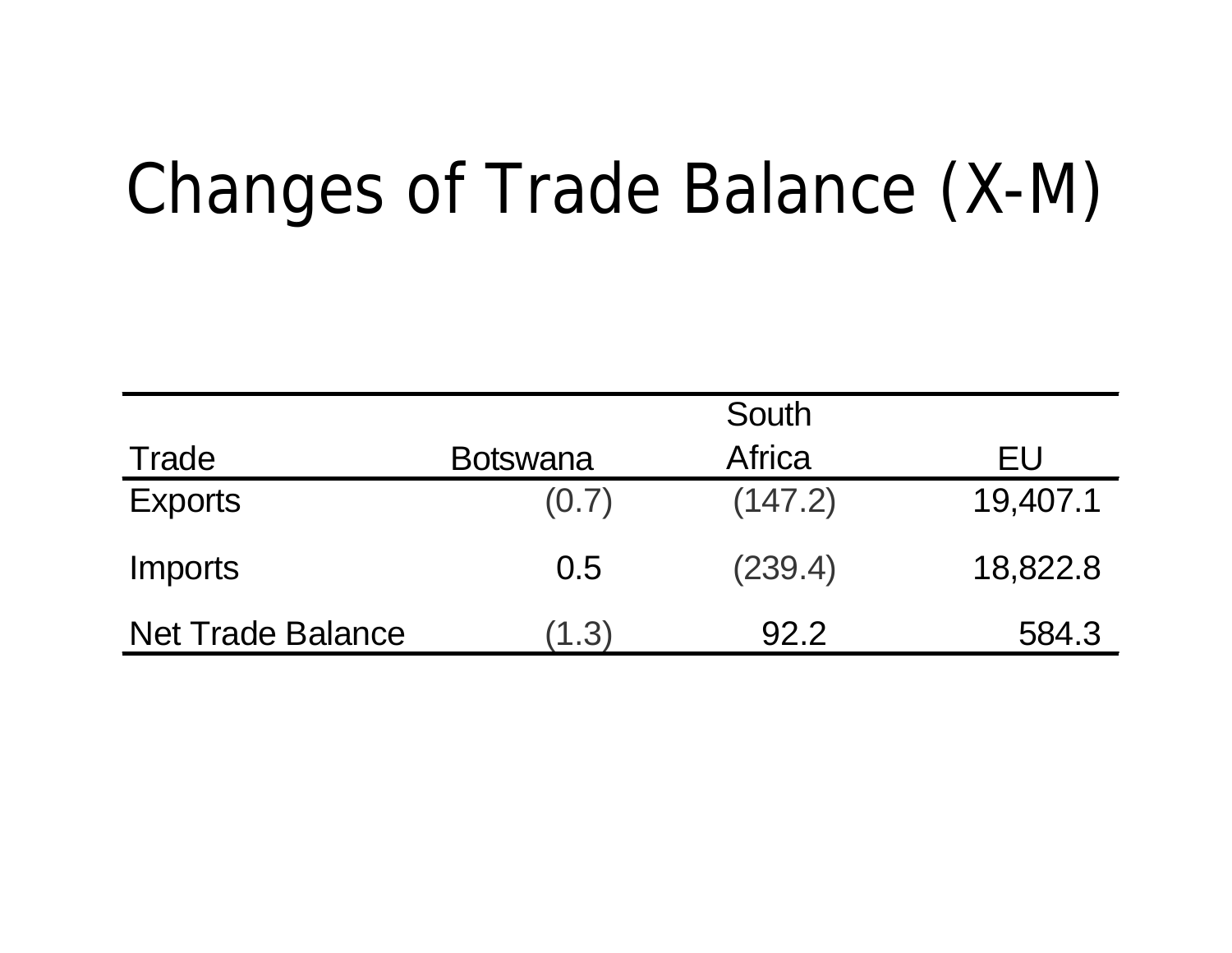# Changes of Trade Balance (X-M)

| Trade | Botswana | South Africa | EU |
|---|---|---|---|
| Exports | (0.7) | (147.2) | 19,407.1 |
| Imports | 0.5 | (239.4) | 18,822.8 |
| Net Trade Balance | (1.3) | 92.2 | 584.3 |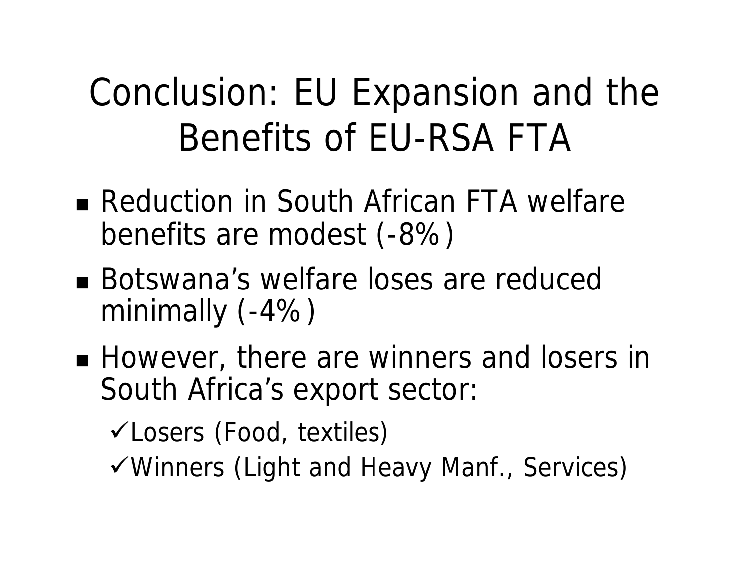# Conclusion: EU Expansion and the Benefits of EU-RSA FTA

- Reduction in South African FTA welfare benefits are modest (-8%)
- Botswana's welfare loses are reduced minimally (-4%)
- However, there are winners and losers in South Africa's export sector:
  - ✓Losers (Food, textiles)
  - ✓Winners (Light and Heavy Manf., Services)